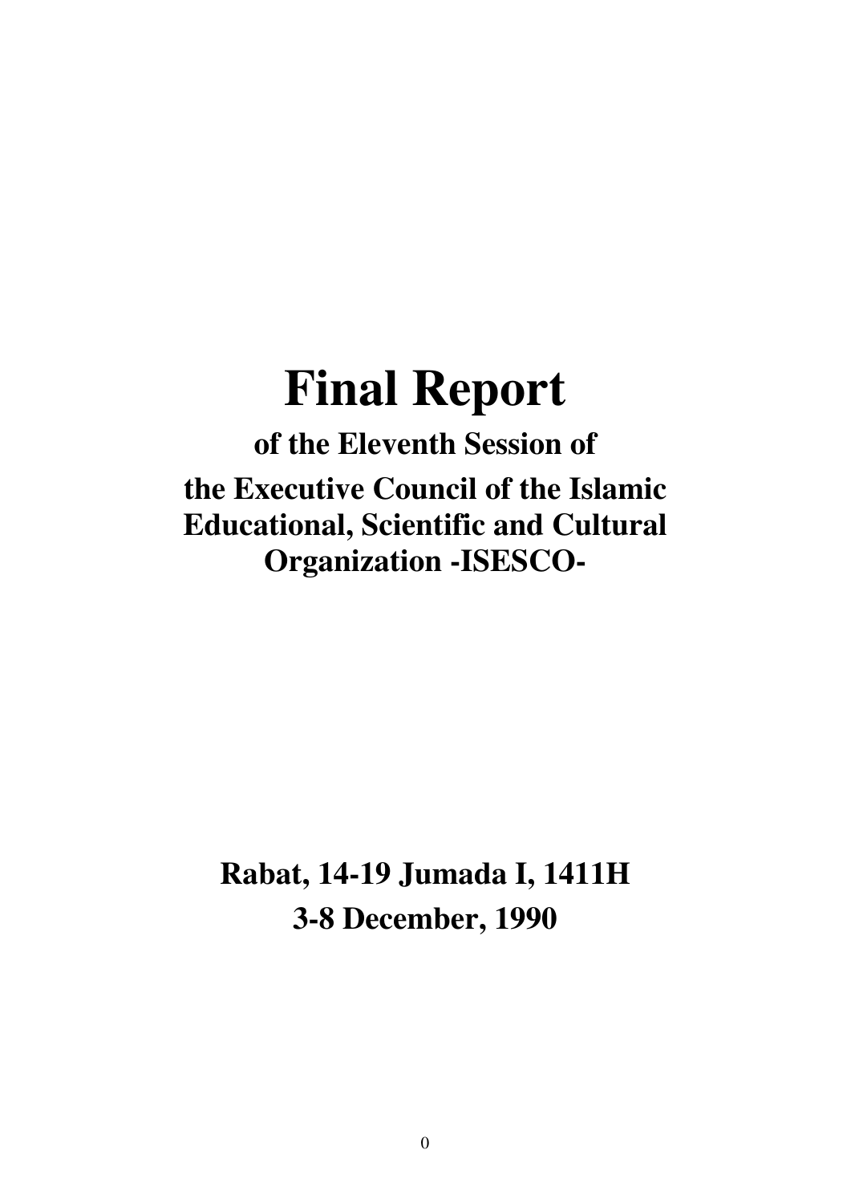# Final Report

## of the Eleventh Session of

## the Executive Council of the Islamic Educational, Scientific and Cultural Organization -ISESCO-

## Rabat, 14-19 Jumada I, 1411H

## 3-8 December, 1990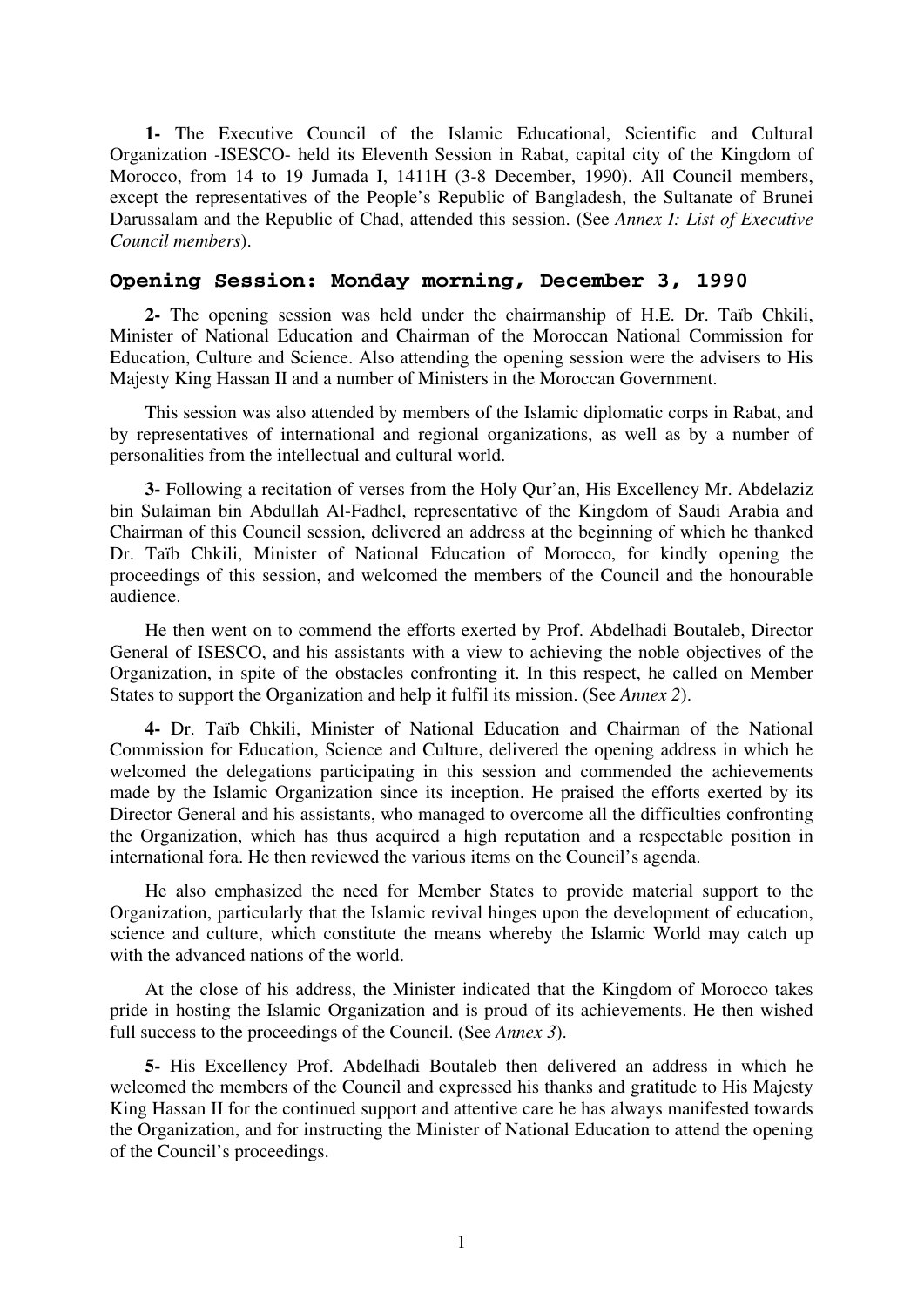**1-** The Executive Council of the Islamic Educational, Scientific and Cultural Organization -ISESCO- held its Eleventh Session in Rabat, capital city of the Kingdom of Morocco, from 14 to 19 Jumada I, 1411H (3-8 December, 1990). All Council members, except the representatives of the People's Republic of Bangladesh, the Sultanate of Brunei Darussalam and the Republic of Chad, attended this session. (See *Annex I: List of Executive Council members*).

## Opening Session: Monday morning, December 3, 1990

**2-** The opening session was held under the chairmanship of H.E. Dr. Taïb Chkili, Minister of National Education and Chairman of the Moroccan National Commission for Education, Culture and Science. Also attending the opening session were the advisers to His Majesty King Hassan II and a number of Ministers in the Moroccan Government.

This session was also attended by members of the Islamic diplomatic corps in Rabat, and by representatives of international and regional organizations, as well as by a number of personalities from the intellectual and cultural world.

**3-** Following a recitation of verses from the Holy Qur'an, His Excellency Mr. Abdelaziz bin Sulaiman bin Abdullah Al-Fadhel, representative of the Kingdom of Saudi Arabia and Chairman of this Council session, delivered an address at the beginning of which he thanked Dr. Taïb Chkili, Minister of National Education of Morocco, for kindly opening the proceedings of this session, and welcomed the members of the Council and the honourable audience.

He then went on to commend the efforts exerted by Prof. Abdelhadi Boutaleb, Director General of ISESCO, and his assistants with a view to achieving the noble objectives of the Organization, in spite of the obstacles confronting it. In this respect, he called on Member States to support the Organization and help it fulfil its mission. (See *Annex 2*).

**4-** Dr. Taïb Chkili, Minister of National Education and Chairman of the National Commission for Education, Science and Culture, delivered the opening address in which he welcomed the delegations participating in this session and commended the achievements made by the Islamic Organization since its inception. He praised the efforts exerted by its Director General and his assistants, who managed to overcome all the difficulties confronting the Organization, which has thus acquired a high reputation and a respectable position in international fora. He then reviewed the various items on the Council's agenda.

He also emphasized the need for Member States to provide material support to the Organization, particularly that the Islamic revival hinges upon the development of education, science and culture, which constitute the means whereby the Islamic World may catch up with the advanced nations of the world.

At the close of his address, the Minister indicated that the Kingdom of Morocco takes pride in hosting the Islamic Organization and is proud of its achievements. He then wished full success to the proceedings of the Council. (See *Annex 3*).

**5-** His Excellency Prof. Abdelhadi Boutaleb then delivered an address in which he welcomed the members of the Council and expressed his thanks and gratitude to His Majesty King Hassan II for the continued support and attentive care he has always manifested towards the Organization, and for instructing the Minister of National Education to attend the opening of the Council's proceedings.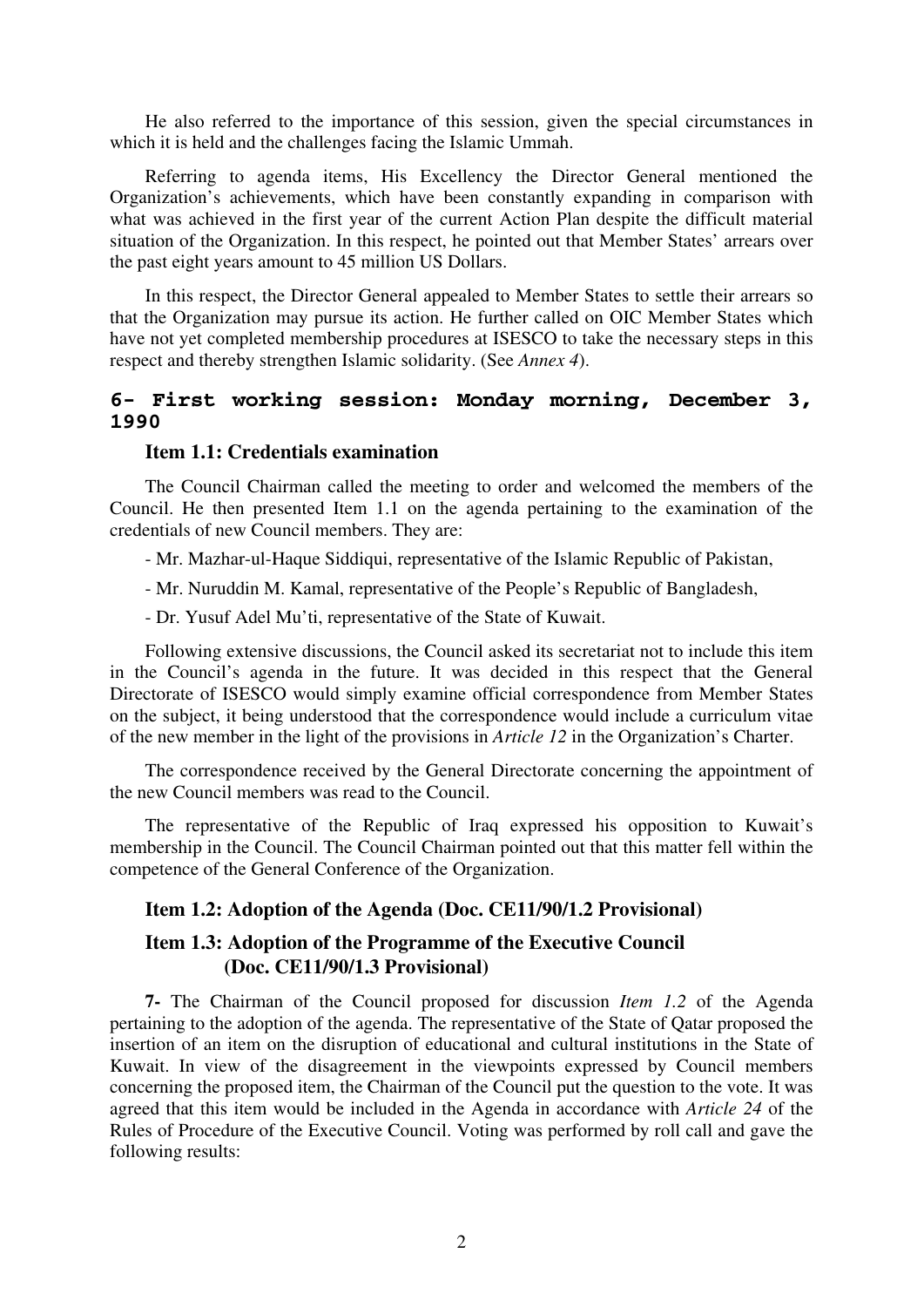He also referred to the importance of this session, given the special circumstances in which it is held and the challenges facing the Islamic Ummah.

Referring to agenda items, His Excellency the Director General mentioned the Organization's achievements, which have been constantly expanding in comparison with what was achieved in the first year of the current Action Plan despite the difficult material situation of the Organization. In this respect, he pointed out that Member States' arrears over the past eight years amount to 45 million US Dollars.

In this respect, the Director General appealed to Member States to settle their arrears so that the Organization may pursue its action. He further called on OIC Member States which have not yet completed membership procedures at ISESCO to take the necessary steps in this respect and thereby strengthen Islamic solidarity. (See *Annex 4*).

## 6- First working session: Monday morning, December 3, 1990

### Item 1.1: Credentials examination

The Council Chairman called the meeting to order and welcomed the members of the Council. He then presented Item 1.1 on the agenda pertaining to the examination of the credentials of new Council members. They are:

- Mr. Mazhar-ul-Haque Siddiqui, representative of the Islamic Republic of Pakistan,
- Mr. Nuruddin M. Kamal, representative of the People's Republic of Bangladesh,
- Dr. Yusuf Adel Mu'ti, representative of the State of Kuwait.

Following extensive discussions, the Council asked its secretariat not to include this item in the Council's agenda in the future. It was decided in this respect that the General Directorate of ISESCO would simply examine official correspondence from Member States on the subject, it being understood that the correspondence would include a curriculum vitae of the new member in the light of the provisions in *Article 12* in the Organization's Charter.

The correspondence received by the General Directorate concerning the appointment of the new Council members was read to the Council.

The representative of the Republic of Iraq expressed his opposition to Kuwait's membership in the Council. The Council Chairman pointed out that this matter fell within the competence of the General Conference of the Organization.

### Item 1.2: Adoption of the Agenda (Doc. CE11/90/1.2 Provisional)

### Item 1.3: Adoption of the Programme of the Executive Council (Doc. CE11/90/1.3 Provisional)

**7-** The Chairman of the Council proposed for discussion *Item 1.2* of the Agenda pertaining to the adoption of the agenda. The representative of the State of Qatar proposed the insertion of an item on the disruption of educational and cultural institutions in the State of Kuwait. In view of the disagreement in the viewpoints expressed by Council members concerning the proposed item, the Chairman of the Council put the question to the vote. It was agreed that this item would be included in the Agenda in accordance with *Article 24* of the Rules of Procedure of the Executive Council. Voting was performed by roll call and gave the following results: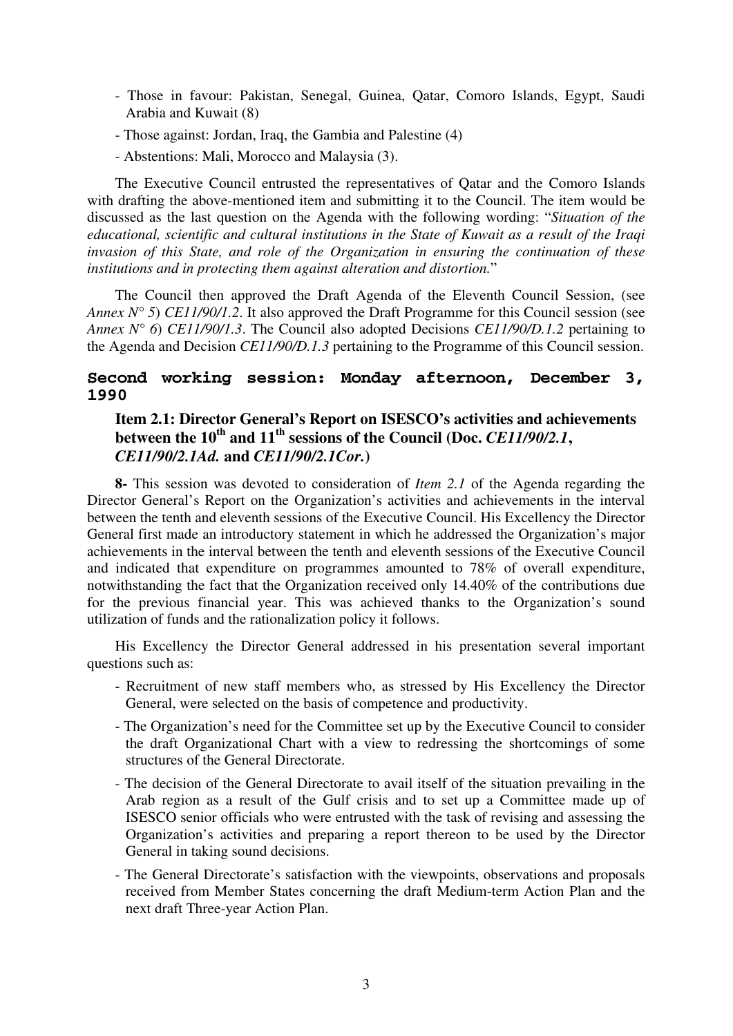- Those in favour: Pakistan, Senegal, Guinea, Qatar, Comoro Islands, Egypt, Saudi Arabia and Kuwait (8)
- Those against: Jordan, Iraq, the Gambia and Palestine (4)
- Abstentions: Mali, Morocco and Malaysia (3).

The Executive Council entrusted the representatives of Qatar and the Comoro Islands with drafting the above-mentioned item and submitting it to the Council. The item would be discussed as the last question on the Agenda with the following wording: "*Situation of the educational, scientific and cultural institutions in the State of Kuwait as a result of the Iraqi invasion of this State, and role of the Organization in ensuring the continuation of these institutions and in protecting them against alteration and distortion.*"

The Council then approved the Draft Agenda of the Eleventh Council Session, (see *Annex N° 5*) *CE11/90/1.2*. It also approved the Draft Programme for this Council session (see *Annex N° 6*) *CE11/90/1.3*. The Council also adopted Decisions *CE11/90/D.1.2* pertaining to the Agenda and Decision *CE11/90/D.1.3* pertaining to the Programme of this Council session.

## Second working session: Monday afternoon, December 3, 1990

### Item 2.1: Director General's Report on ISESCO's activities and achievements between the 10th and 11th sessions of the Council (Doc. *CE11/90/2.1*, *CE11/90/2.1Ad.* and *CE11/90/2.1Cor.*)

**8-** This session was devoted to consideration of *Item 2.1* of the Agenda regarding the Director General's Report on the Organization's activities and achievements in the interval between the tenth and eleventh sessions of the Executive Council. His Excellency the Director General first made an introductory statement in which he addressed the Organization's major achievements in the interval between the tenth and eleventh sessions of the Executive Council and indicated that expenditure on programmes amounted to 78% of overall expenditure, notwithstanding the fact that the Organization received only 14.40% of the contributions due for the previous financial year. This was achieved thanks to the Organization's sound utilization of funds and the rationalization policy it follows.

His Excellency the Director General addressed in his presentation several important questions such as:

- Recruitment of new staff members who, as stressed by His Excellency the Director General, were selected on the basis of competence and productivity.
- The Organization's need for the Committee set up by the Executive Council to consider the draft Organizational Chart with a view to redressing the shortcomings of some structures of the General Directorate.
- The decision of the General Directorate to avail itself of the situation prevailing in the Arab region as a result of the Gulf crisis and to set up a Committee made up of ISESCO senior officials who were entrusted with the task of revising and assessing the Organization's activities and preparing a report thereon to be used by the Director General in taking sound decisions.
- The General Directorate's satisfaction with the viewpoints, observations and proposals received from Member States concerning the draft Medium-term Action Plan and the next draft Three-year Action Plan.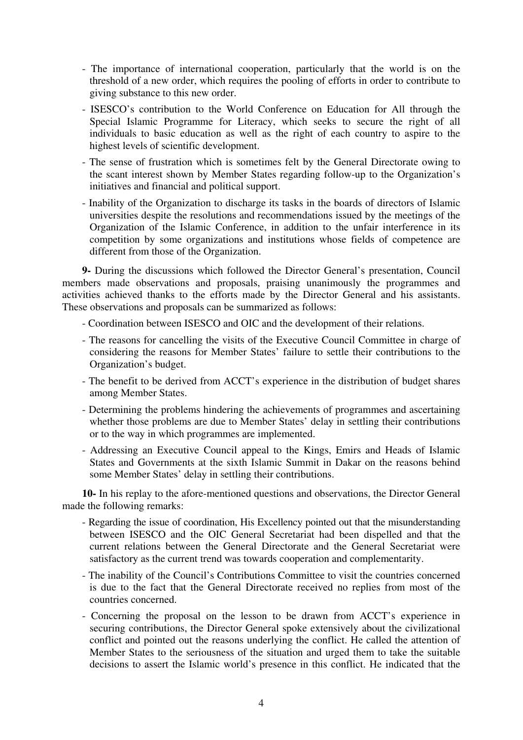- The importance of international cooperation, particularly that the world is on the threshold of a new order, which requires the pooling of efforts in order to contribute to giving substance to this new order.
- ISESCO's contribution to the World Conference on Education for All through the Special Islamic Programme for Literacy, which seeks to secure the right of all individuals to basic education as well as the right of each country to aspire to the highest levels of scientific development.
- The sense of frustration which is sometimes felt by the General Directorate owing to the scant interest shown by Member States regarding follow-up to the Organization's initiatives and financial and political support.
- Inability of the Organization to discharge its tasks in the boards of directors of Islamic universities despite the resolutions and recommendations issued by the meetings of the Organization of the Islamic Conference, in addition to the unfair interference in its competition by some organizations and institutions whose fields of competence are different from those of the Organization.

**9-** During the discussions which followed the Director General's presentation, Council members made observations and proposals, praising unanimously the programmes and activities achieved thanks to the efforts made by the Director General and his assistants. These observations and proposals can be summarized as follows:

- Coordination between ISESCO and OIC and the development of their relations.
- The reasons for cancelling the visits of the Executive Council Committee in charge of considering the reasons for Member States' failure to settle their contributions to the Organization's budget.
- The benefit to be derived from ACCT's experience in the distribution of budget shares among Member States.
- Determining the problems hindering the achievements of programmes and ascertaining whether those problems are due to Member States' delay in settling their contributions or to the way in which programmes are implemented.
- Addressing an Executive Council appeal to the Kings, Emirs and Heads of Islamic States and Governments at the sixth Islamic Summit in Dakar on the reasons behind some Member States' delay in settling their contributions.

**10-** In his replay to the afore-mentioned questions and observations, the Director General made the following remarks:

- Regarding the issue of coordination, His Excellency pointed out that the misunderstanding between ISESCO and the OIC General Secretariat had been dispelled and that the current relations between the General Directorate and the General Secretariat were satisfactory as the current trend was towards cooperation and complementarity.
- The inability of the Council's Contributions Committee to visit the countries concerned is due to the fact that the General Directorate received no replies from most of the countries concerned.
- Concerning the proposal on the lesson to be drawn from ACCT's experience in securing contributions, the Director General spoke extensively about the civilizational conflict and pointed out the reasons underlying the conflict. He called the attention of Member States to the seriousness of the situation and urged them to take the suitable decisions to assert the Islamic world's presence in this conflict. He indicated that the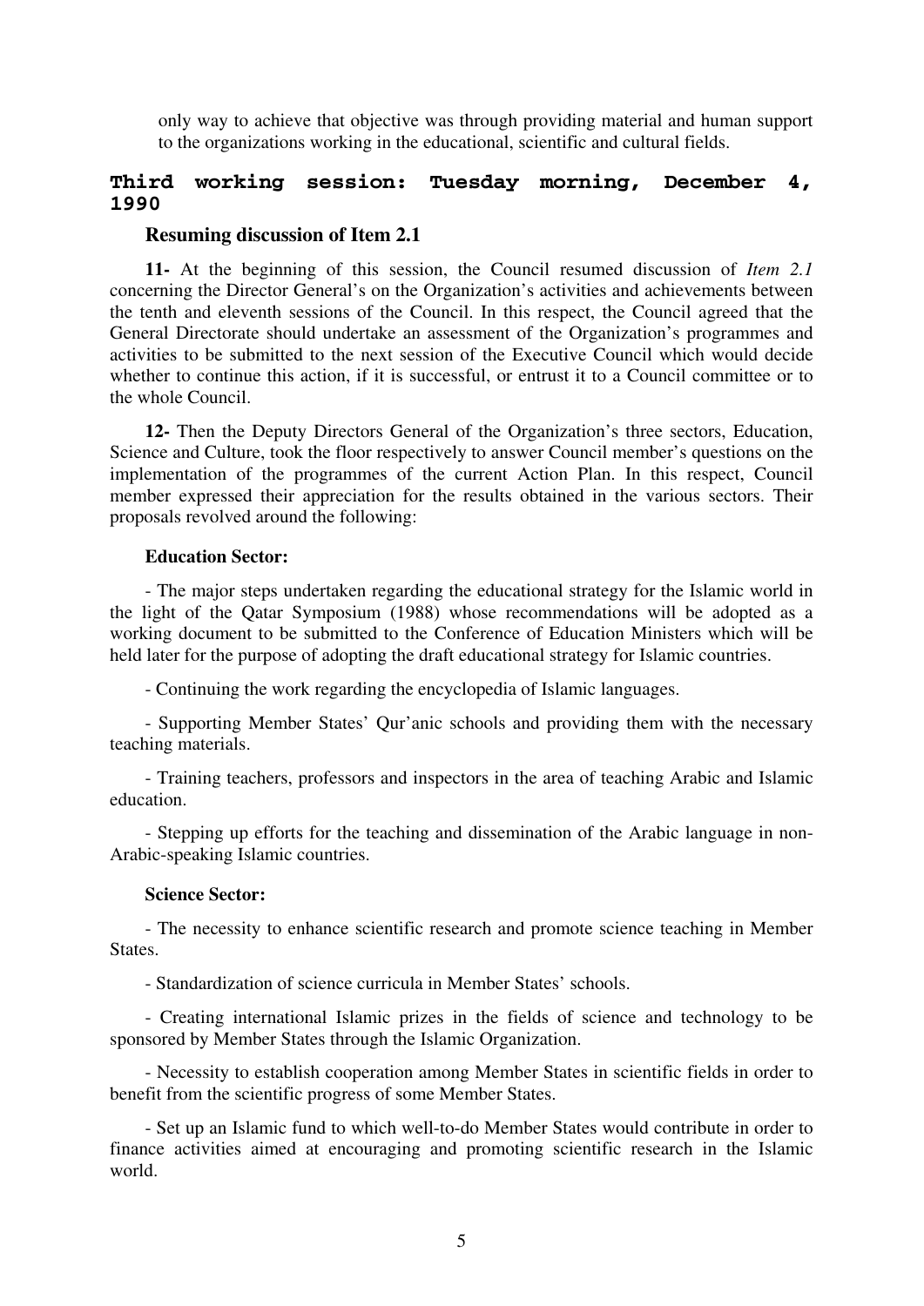only way to achieve that objective was through providing material and human support to the organizations working in the educational, scientific and cultural fields.

## Third working session: Tuesday morning, December 4, 1990

### Resuming discussion of Item 2.1

**11-** At the beginning of this session, the Council resumed discussion of *Item 2.1* concerning the Director General's on the Organization's activities and achievements between the tenth and eleventh sessions of the Council. In this respect, the Council agreed that the General Directorate should undertake an assessment of the Organization's programmes and activities to be submitted to the next session of the Executive Council which would decide whether to continue this action, if it is successful, or entrust it to a Council committee or to the whole Council.

**12-** Then the Deputy Directors General of the Organization's three sectors, Education, Science and Culture, took the floor respectively to answer Council member's questions on the implementation of the programmes of the current Action Plan. In this respect, Council member expressed their appreciation for the results obtained in the various sectors. Their proposals revolved around the following:

**Education Sector:**

- The major steps undertaken regarding the educational strategy for the Islamic world in the light of the Qatar Symposium (1988) whose recommendations will be adopted as a working document to be submitted to the Conference of Education Ministers which will be held later for the purpose of adopting the draft educational strategy for Islamic countries.

- Continuing the work regarding the encyclopedia of Islamic languages.

- Supporting Member States' Qur'anic schools and providing them with the necessary teaching materials.

- Training teachers, professors and inspectors in the area of teaching Arabic and Islamic education.

- Stepping up efforts for the teaching and dissemination of the Arabic language in non-Arabic-speaking Islamic countries.

**Science Sector:**

- The necessity to enhance scientific research and promote science teaching in Member States.

- Standardization of science curricula in Member States' schools.

- Creating international Islamic prizes in the fields of science and technology to be sponsored by Member States through the Islamic Organization.

- Necessity to establish cooperation among Member States in scientific fields in order to benefit from the scientific progress of some Member States.

- Set up an Islamic fund to which well-to-do Member States would contribute in order to finance activities aimed at encouraging and promoting scientific research in the Islamic world.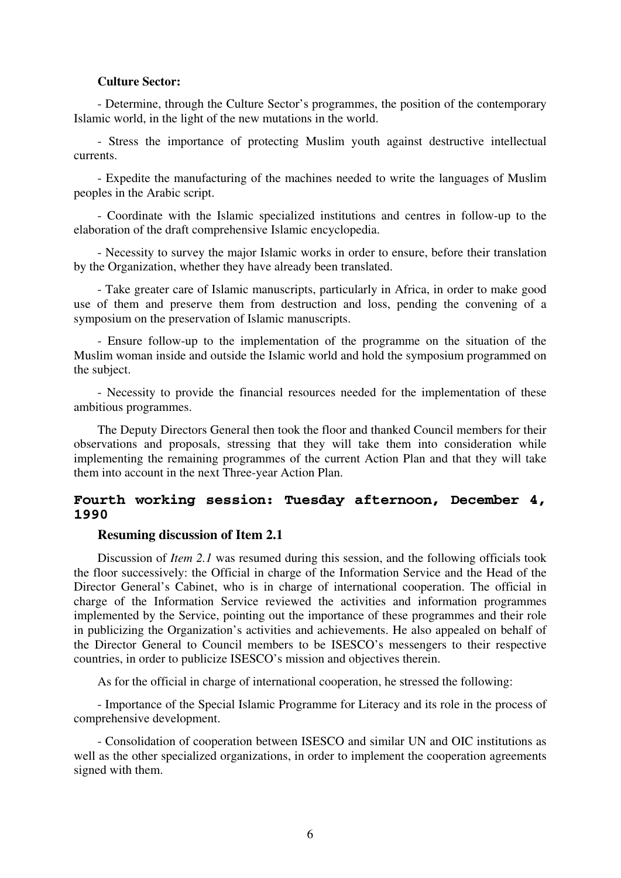**Culture Sector:**

- Determine, through the Culture Sector's programmes, the position of the contemporary Islamic world, in the light of the new mutations in the world.

- Stress the importance of protecting Muslim youth against destructive intellectual currents.

- Expedite the manufacturing of the machines needed to write the languages of Muslim peoples in the Arabic script.

- Coordinate with the Islamic specialized institutions and centres in follow-up to the elaboration of the draft comprehensive Islamic encyclopedia.

- Necessity to survey the major Islamic works in order to ensure, before their translation by the Organization, whether they have already been translated.

- Take greater care of Islamic manuscripts, particularly in Africa, in order to make good use of them and preserve them from destruction and loss, pending the convening of a symposium on the preservation of Islamic manuscripts.

- Ensure follow-up to the implementation of the programme on the situation of the Muslim woman inside and outside the Islamic world and hold the symposium programmed on the subject.

- Necessity to provide the financial resources needed for the implementation of these ambitious programmes.

The Deputy Directors General then took the floor and thanked Council members for their observations and proposals, stressing that they will take them into consideration while implementing the remaining programmes of the current Action Plan and that they will take them into account in the next Three-year Action Plan.

## Fourth working session: Tuesday afternoon, December 4, 1990

### Resuming discussion of Item 2.1

Discussion of *Item 2.1* was resumed during this session, and the following officials took the floor successively: the Official in charge of the Information Service and the Head of the Director General's Cabinet, who is in charge of international cooperation. The official in charge of the Information Service reviewed the activities and information programmes implemented by the Service, pointing out the importance of these programmes and their role in publicizing the Organization's activities and achievements. He also appealed on behalf of the Director General to Council members to be ISESCO's messengers to their respective countries, in order to publicize ISESCO's mission and objectives therein.

As for the official in charge of international cooperation, he stressed the following:

- Importance of the Special Islamic Programme for Literacy and its role in the process of comprehensive development.

- Consolidation of cooperation between ISESCO and similar UN and OIC institutions as well as the other specialized organizations, in order to implement the cooperation agreements signed with them.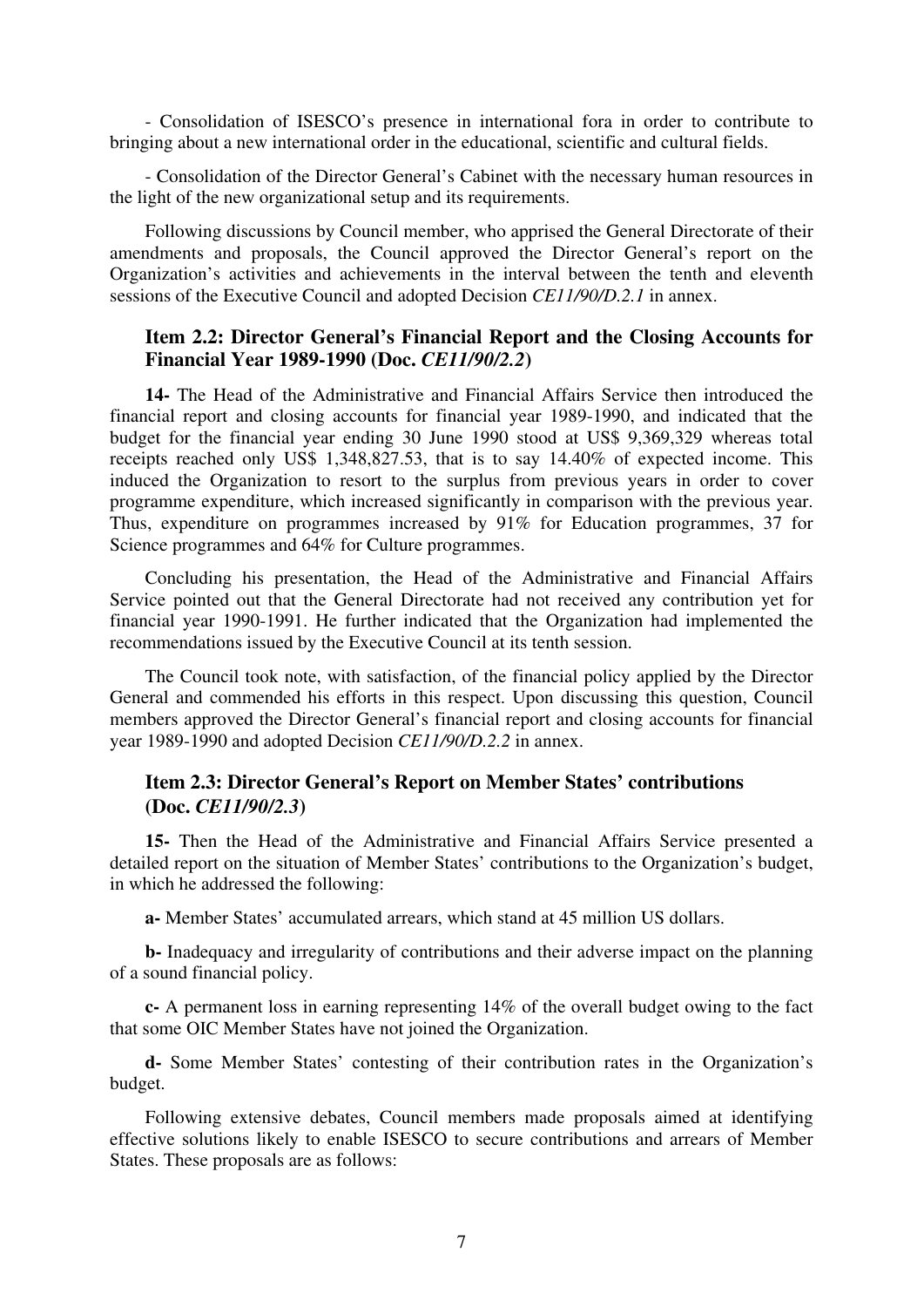- Consolidation of ISESCO's presence in international fora in order to contribute to bringing about a new international order in the educational, scientific and cultural fields.

- Consolidation of the Director General's Cabinet with the necessary human resources in the light of the new organizational setup and its requirements.

Following discussions by Council member, who apprised the General Directorate of their amendments and proposals, the Council approved the Director General's report on the Organization's activities and achievements in the interval between the tenth and eleventh sessions of the Executive Council and adopted Decision *CE11/90/D.2.1* in annex.

### Item 2.2: Director General's Financial Report and the Closing Accounts for Financial Year 1989-1990 (Doc. *CE11/90/2.2*)

**14-** The Head of the Administrative and Financial Affairs Service then introduced the financial report and closing accounts for financial year 1989-1990, and indicated that the budget for the financial year ending 30 June 1990 stood at US$ 9,369,329 whereas total receipts reached only US$ 1,348,827.53, that is to say 14.40% of expected income. This induced the Organization to resort to the surplus from previous years in order to cover programme expenditure, which increased significantly in comparison with the previous year. Thus, expenditure on programmes increased by 91% for Education programmes, 37 for Science programmes and 64% for Culture programmes.

Concluding his presentation, the Head of the Administrative and Financial Affairs Service pointed out that the General Directorate had not received any contribution yet for financial year 1990-1991. He further indicated that the Organization had implemented the recommendations issued by the Executive Council at its tenth session.

The Council took note, with satisfaction, of the financial policy applied by the Director General and commended his efforts in this respect. Upon discussing this question, Council members approved the Director General's financial report and closing accounts for financial year 1989-1990 and adopted Decision *CE11/90/D.2.2* in annex.

### Item 2.3: Director General's Report on Member States' contributions (Doc. *CE11/90/2.3*)

**15-** Then the Head of the Administrative and Financial Affairs Service presented a detailed report on the situation of Member States' contributions to the Organization's budget, in which he addressed the following:

**a-** Member States' accumulated arrears, which stand at 45 million US dollars.

**b-** Inadequacy and irregularity of contributions and their adverse impact on the planning of a sound financial policy.

**c-** A permanent loss in earning representing 14% of the overall budget owing to the fact that some OIC Member States have not joined the Organization.

**d-** Some Member States' contesting of their contribution rates in the Organization's budget.

Following extensive debates, Council members made proposals aimed at identifying effective solutions likely to enable ISESCO to secure contributions and arrears of Member States. These proposals are as follows: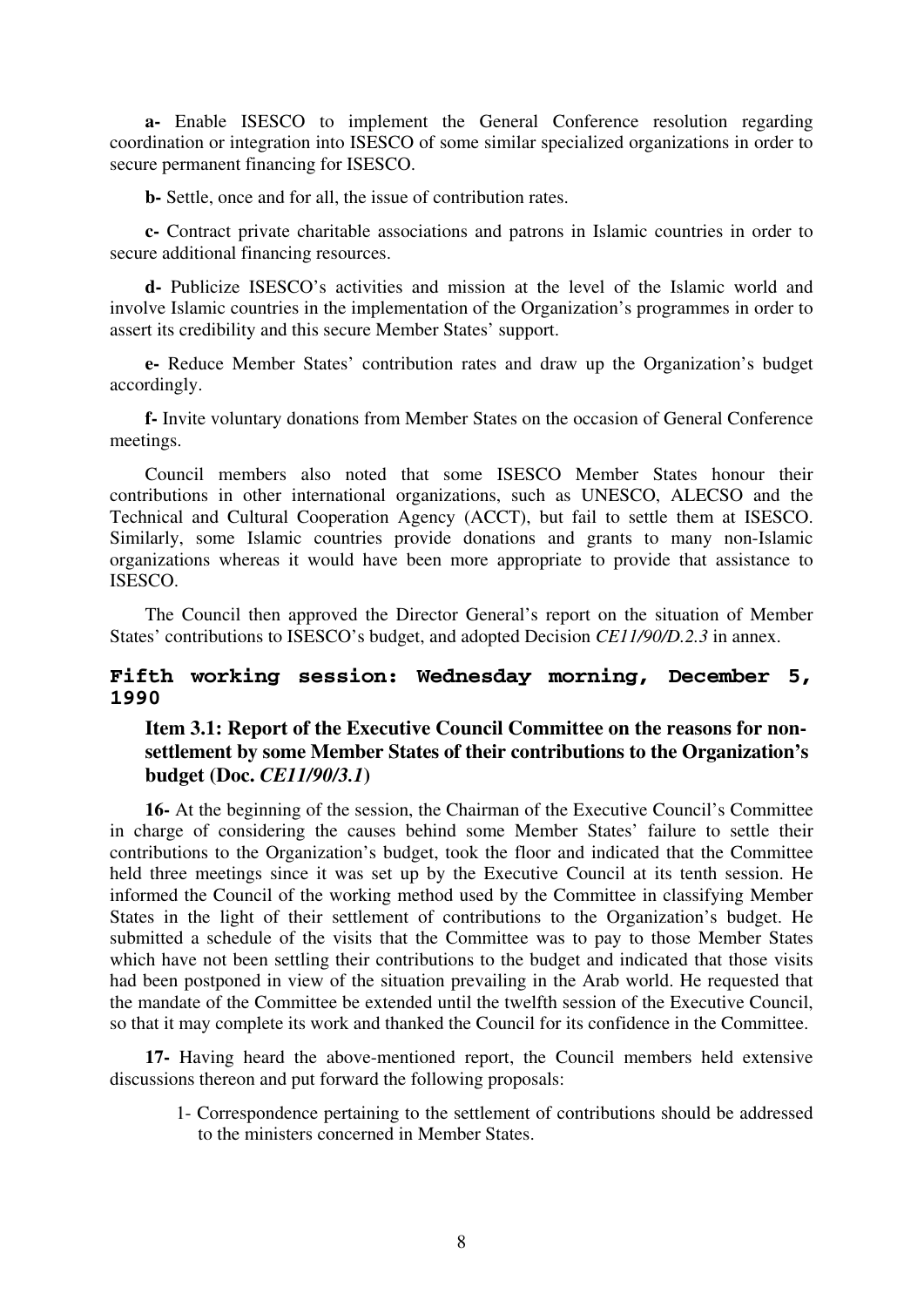**a-** Enable ISESCO to implement the General Conference resolution regarding coordination or integration into ISESCO of some similar specialized organizations in order to secure permanent financing for ISESCO.

**b-** Settle, once and for all, the issue of contribution rates.

**c-** Contract private charitable associations and patrons in Islamic countries in order to secure additional financing resources.

**d-** Publicize ISESCO's activities and mission at the level of the Islamic world and involve Islamic countries in the implementation of the Organization's programmes in order to assert its credibility and this secure Member States' support.

**e-** Reduce Member States' contribution rates and draw up the Organization's budget accordingly.

**f-** Invite voluntary donations from Member States on the occasion of General Conference meetings.

Council members also noted that some ISESCO Member States honour their contributions in other international organizations, such as UNESCO, ALECSO and the Technical and Cultural Cooperation Agency (ACCT), but fail to settle them at ISESCO. Similarly, some Islamic countries provide donations and grants to many non-Islamic organizations whereas it would have been more appropriate to provide that assistance to ISESCO.

The Council then approved the Director General's report on the situation of Member States' contributions to ISESCO's budget, and adopted Decision *CE11/90/D.2.3* in annex.

## Fifth working session: Wednesday morning, December 5, 1990

### Item 3.1: Report of the Executive Council Committee on the reasons for non-settlement by some Member States of their contributions to the Organization's budget (Doc. *CE11/90/3.1*)

**16-** At the beginning of the session, the Chairman of the Executive Council's Committee in charge of considering the causes behind some Member States' failure to settle their contributions to the Organization's budget, took the floor and indicated that the Committee held three meetings since it was set up by the Executive Council at its tenth session. He informed the Council of the working method used by the Committee in classifying Member States in the light of their settlement of contributions to the Organization's budget. He submitted a schedule of the visits that the Committee was to pay to those Member States which have not been settling their contributions to the budget and indicated that those visits had been postponed in view of the situation prevailing in the Arab world. He requested that the mandate of the Committee be extended until the twelfth session of the Executive Council, so that it may complete its work and thanked the Council for its confidence in the Committee.

**17-** Having heard the above-mentioned report, the Council members held extensive discussions thereon and put forward the following proposals:

1- Correspondence pertaining to the settlement of contributions should be addressed to the ministers concerned in Member States.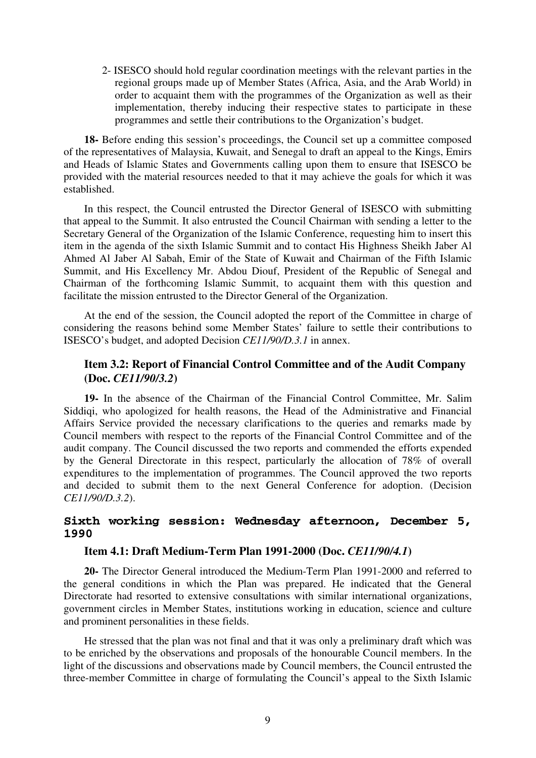2- ISESCO should hold regular coordination meetings with the relevant parties in the regional groups made up of Member States (Africa, Asia, and the Arab World) in order to acquaint them with the programmes of the Organization as well as their implementation, thereby inducing their respective states to participate in these programmes and settle their contributions to the Organization's budget.

**18-** Before ending this session's proceedings, the Council set up a committee composed of the representatives of Malaysia, Kuwait, and Senegal to draft an appeal to the Kings, Emirs and Heads of Islamic States and Governments calling upon them to ensure that ISESCO be provided with the material resources needed to that it may achieve the goals for which it was established.

In this respect, the Council entrusted the Director General of ISESCO with submitting that appeal to the Summit. It also entrusted the Council Chairman with sending a letter to the Secretary General of the Organization of the Islamic Conference, requesting him to insert this item in the agenda of the sixth Islamic Summit and to contact His Highness Sheikh Jaber Al Ahmed Al Jaber Al Sabah, Emir of the State of Kuwait and Chairman of the Fifth Islamic Summit, and His Excellency Mr. Abdou Diouf, President of the Republic of Senegal and Chairman of the forthcoming Islamic Summit, to acquaint them with this question and facilitate the mission entrusted to the Director General of the Organization.

At the end of the session, the Council adopted the report of the Committee in charge of considering the reasons behind some Member States' failure to settle their contributions to ISESCO's budget, and adopted Decision *CE11/90/D.3.1* in annex.

### Item 3.2: Report of Financial Control Committee and of the Audit Company (Doc. *CE11/90/3.2*)

**19-** In the absence of the Chairman of the Financial Control Committee, Mr. Salim Siddiqi, who apologized for health reasons, the Head of the Administrative and Financial Affairs Service provided the necessary clarifications to the queries and remarks made by Council members with respect to the reports of the Financial Control Committee and of the audit company. The Council discussed the two reports and commended the efforts expended by the General Directorate in this respect, particularly the allocation of 78% of overall expenditures to the implementation of programmes. The Council approved the two reports and decided to submit them to the next General Conference for adoption. (Decision *CE11/90/D.3.2*).

## Sixth working session: Wednesday afternoon, December 5, 1990

### Item 4.1: Draft Medium-Term Plan 1991-2000 (Doc. *CE11/90/4.1*)

**20-** The Director General introduced the Medium-Term Plan 1991-2000 and referred to the general conditions in which the Plan was prepared. He indicated that the General Directorate had resorted to extensive consultations with similar international organizations, government circles in Member States, institutions working in education, science and culture and prominent personalities in these fields.

He stressed that the plan was not final and that it was only a preliminary draft which was to be enriched by the observations and proposals of the honourable Council members. In the light of the discussions and observations made by Council members, the Council entrusted the three-member Committee in charge of formulating the Council's appeal to the Sixth Islamic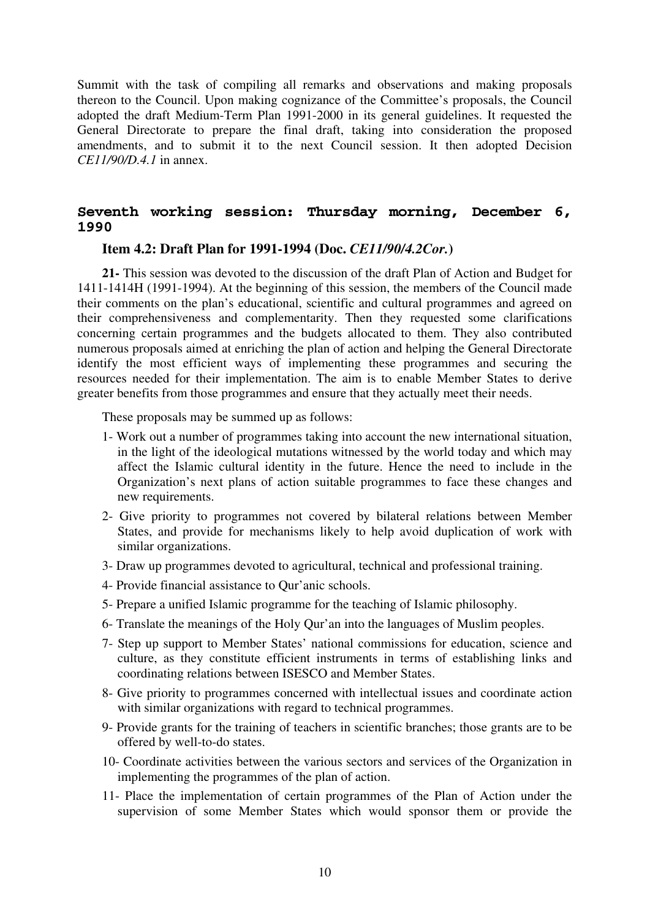Summit with the task of compiling all remarks and observations and making proposals thereon to the Council. Upon making cognizance of the Committee's proposals, the Council adopted the draft Medium-Term Plan 1991-2000 in its general guidelines. It requested the General Directorate to prepare the final draft, taking into consideration the proposed amendments, and to submit it to the next Council session. It then adopted Decision *CE11/90/D.4.1* in annex.

## Seventh working session: Thursday morning, December 6, 1990

### Item 4.2: Draft Plan for 1991-1994 (Doc. *CE11/90/4.2Cor.*)

**21-** This session was devoted to the discussion of the draft Plan of Action and Budget for 1411-1414H (1991-1994). At the beginning of this session, the members of the Council made their comments on the plan's educational, scientific and cultural programmes and agreed on their comprehensiveness and complementarity. Then they requested some clarifications concerning certain programmes and the budgets allocated to them. They also contributed numerous proposals aimed at enriching the plan of action and helping the General Directorate identify the most efficient ways of implementing these programmes and securing the resources needed for their implementation. The aim is to enable Member States to derive greater benefits from those programmes and ensure that they actually meet their needs.

These proposals may be summed up as follows:

1- Work out a number of programmes taking into account the new international situation, in the light of the ideological mutations witnessed by the world today and which may affect the Islamic cultural identity in the future. Hence the need to include in the Organization's next plans of action suitable programmes to face these changes and new requirements.

2- Give priority to programmes not covered by bilateral relations between Member States, and provide for mechanisms likely to help avoid duplication of work with similar organizations.

3- Draw up programmes devoted to agricultural, technical and professional training.

4- Provide financial assistance to Qur'anic schools.

5- Prepare a unified Islamic programme for the teaching of Islamic philosophy.

6- Translate the meanings of the Holy Qur'an into the languages of Muslim peoples.

7- Step up support to Member States' national commissions for education, science and culture, as they constitute efficient instruments in terms of establishing links and coordinating relations between ISESCO and Member States.

8- Give priority to programmes concerned with intellectual issues and coordinate action with similar organizations with regard to technical programmes.

9- Provide grants for the training of teachers in scientific branches; those grants are to be offered by well-to-do states.

10- Coordinate activities between the various sectors and services of the Organization in implementing the programmes of the plan of action.

11- Place the implementation of certain programmes of the Plan of Action under the supervision of some Member States which would sponsor them or provide the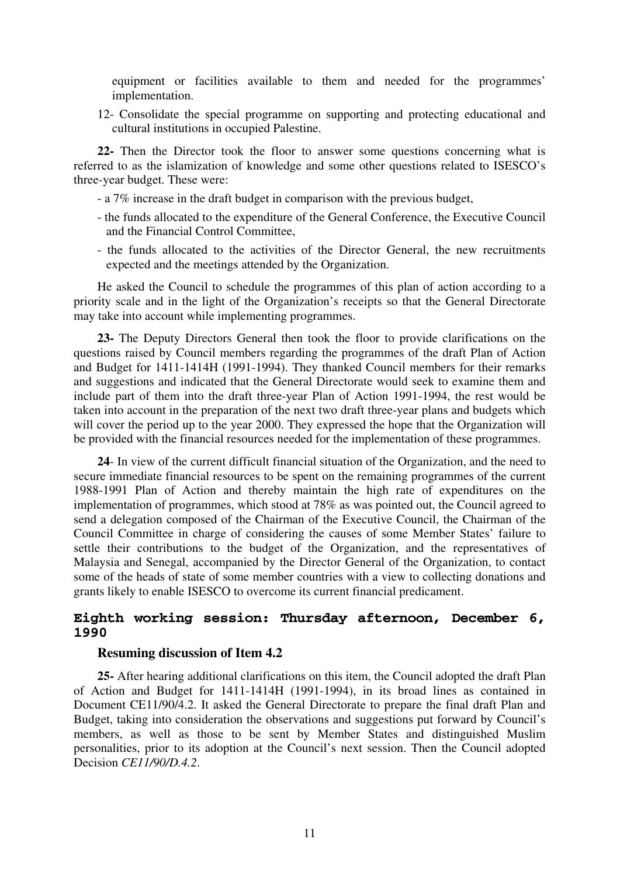equipment or facilities available to them and needed for the programmes' implementation.

12- Consolidate the special programme on supporting and protecting educational and cultural institutions in occupied Palestine.

**22-** Then the Director took the floor to answer some questions concerning what is referred to as the islamization of knowledge and some other questions related to ISESCO's three-year budget. These were:

- a 7% increase in the draft budget in comparison with the previous budget,
- the funds allocated to the expenditure of the General Conference, the Executive Council and the Financial Control Committee,
- the funds allocated to the activities of the Director General, the new recruitments expected and the meetings attended by the Organization.

He asked the Council to schedule the programmes of this plan of action according to a priority scale and in the light of the Organization's receipts so that the General Directorate may take into account while implementing programmes.

**23-** The Deputy Directors General then took the floor to provide clarifications on the questions raised by Council members regarding the programmes of the draft Plan of Action and Budget for 1411-1414H (1991-1994). They thanked Council members for their remarks and suggestions and indicated that the General Directorate would seek to examine them and include part of them into the draft three-year Plan of Action 1991-1994, the rest would be taken into account in the preparation of the next two draft three-year plans and budgets which will cover the period up to the year 2000. They expressed the hope that the Organization will be provided with the financial resources needed for the implementation of these programmes.

**24**- In view of the current difficult financial situation of the Organization, and the need to secure immediate financial resources to be spent on the remaining programmes of the current 1988-1991 Plan of Action and thereby maintain the high rate of expenditures on the implementation of programmes, which stood at 78% as was pointed out, the Council agreed to send a delegation composed of the Chairman of the Executive Council, the Chairman of the Council Committee in charge of considering the causes of some Member States' failure to settle their contributions to the budget of the Organization, and the representatives of Malaysia and Senegal, accompanied by the Director General of the Organization, to contact some of the heads of state of some member countries with a view to collecting donations and grants likely to enable ISESCO to overcome its current financial predicament.

## Eighth working session: Thursday afternoon, December 6, 1990

### Resuming discussion of Item 4.2

**25-** After hearing additional clarifications on this item, the Council adopted the draft Plan of Action and Budget for 1411-1414H (1991-1994), in its broad lines as contained in Document CE11/90/4.2. It asked the General Directorate to prepare the final draft Plan and Budget, taking into consideration the observations and suggestions put forward by Council's members, as well as those to be sent by Member States and distinguished Muslim personalities, prior to its adoption at the Council's next session. Then the Council adopted Decision *CE11/90/D.4.2*.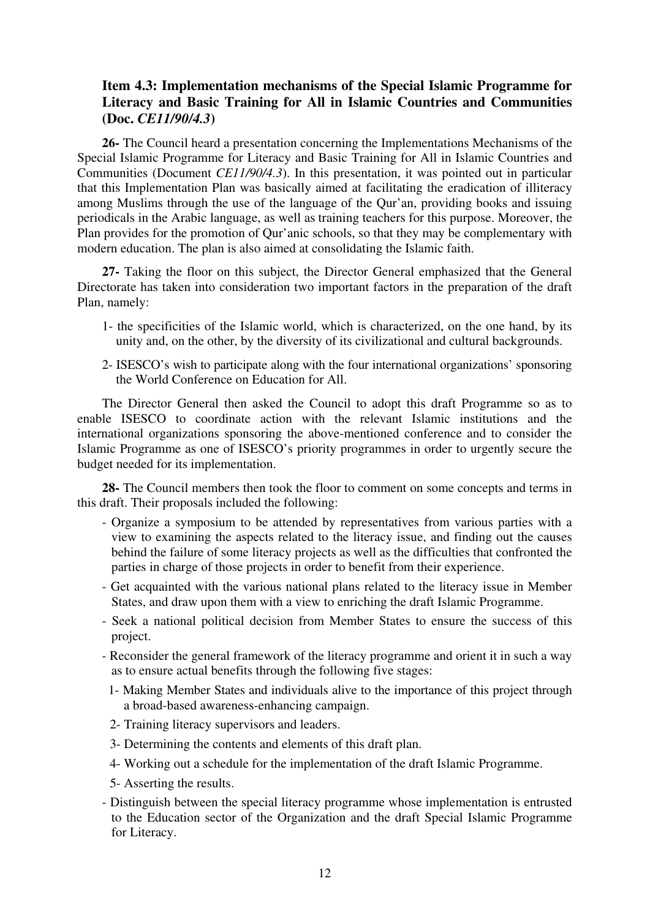### Item 4.3: Implementation mechanisms of the Special Islamic Programme for Literacy and Basic Training for All in Islamic Countries and Communities (Doc. *CE11/90/4.3*)

**26-** The Council heard a presentation concerning the Implementations Mechanisms of the Special Islamic Programme for Literacy and Basic Training for All in Islamic Countries and Communities (Document *CE11/90/4.3*). In this presentation, it was pointed out in particular that this Implementation Plan was basically aimed at facilitating the eradication of illiteracy among Muslims through the use of the language of the Qur'an, providing books and issuing periodicals in the Arabic language, as well as training teachers for this purpose. Moreover, the Plan provides for the promotion of Qur'anic schools, so that they may be complementary with modern education. The plan is also aimed at consolidating the Islamic faith.

**27-** Taking the floor on this subject, the Director General emphasized that the General Directorate has taken into consideration two important factors in the preparation of the draft Plan, namely:

1- the specificities of the Islamic world, which is characterized, on the one hand, by its unity and, on the other, by the diversity of its civilizational and cultural backgrounds.

2- ISESCO's wish to participate along with the four international organizations' sponsoring the World Conference on Education for All.

The Director General then asked the Council to adopt this draft Programme so as to enable ISESCO to coordinate action with the relevant Islamic institutions and the international organizations sponsoring the above-mentioned conference and to consider the Islamic Programme as one of ISESCO's priority programmes in order to urgently secure the budget needed for its implementation.

**28-** The Council members then took the floor to comment on some concepts and terms in this draft. Their proposals included the following:

- Organize a symposium to be attended by representatives from various parties with a view to examining the aspects related to the literacy issue, and finding out the causes behind the failure of some literacy projects as well as the difficulties that confronted the parties in charge of those projects in order to benefit from their experience.
- Get acquainted with the various national plans related to the literacy issue in Member States, and draw upon them with a view to enriching the draft Islamic Programme.
- Seek a national political decision from Member States to ensure the success of this project.
- Reconsider the general framework of the literacy programme and orient it in such a way as to ensure actual benefits through the following five stages:
  1- Making Member States and individuals alive to the importance of this project through a broad-based awareness-enhancing campaign.
  2- Training literacy supervisors and leaders.
  3- Determining the contents and elements of this draft plan.
  4- Working out a schedule for the implementation of the draft Islamic Programme.
  5- Asserting the results.
- Distinguish between the special literacy programme whose implementation is entrusted to the Education sector of the Organization and the draft Special Islamic Programme for Literacy.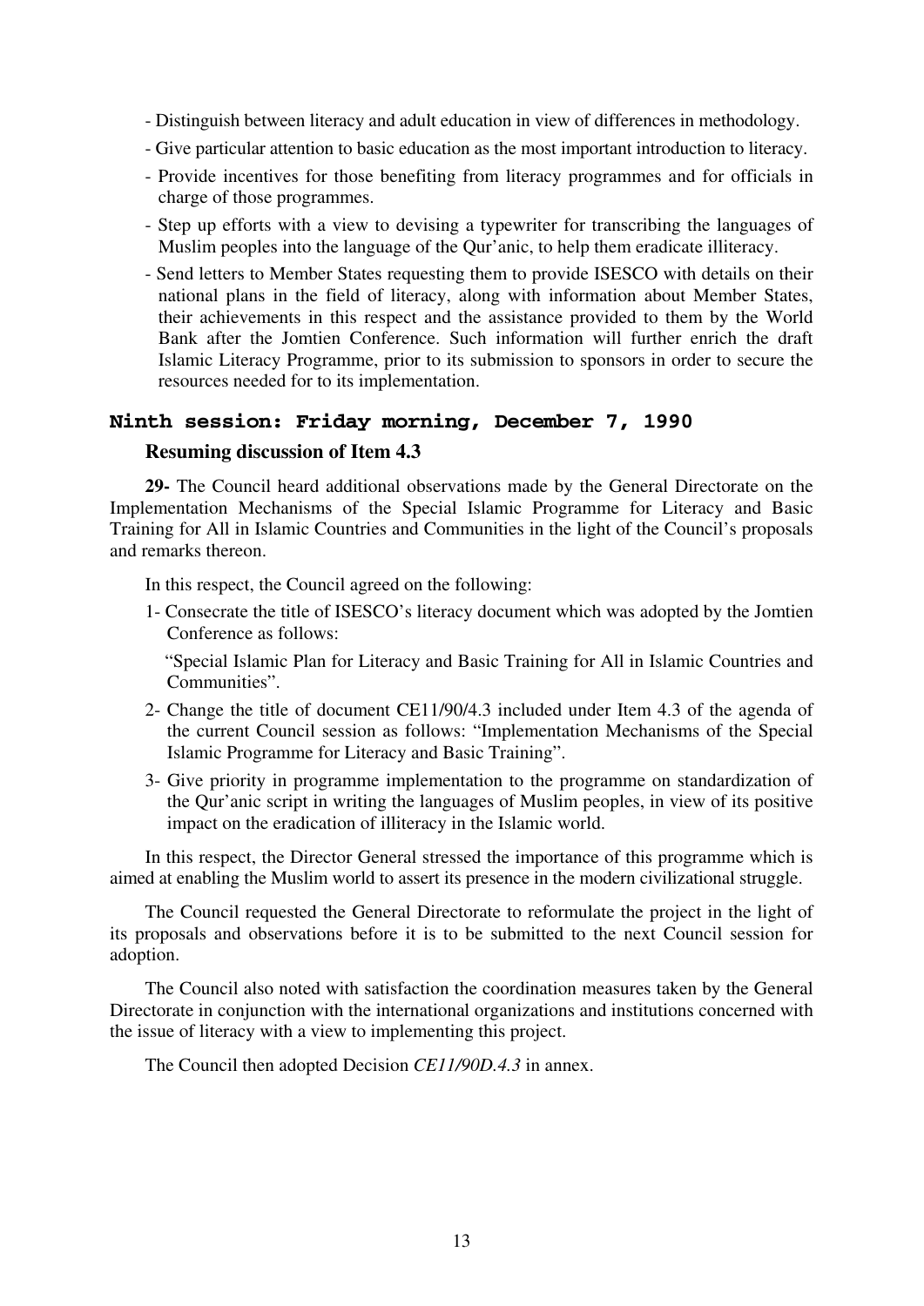- Distinguish between literacy and adult education in view of differences in methodology.
- Give particular attention to basic education as the most important introduction to literacy.
- Provide incentives for those benefiting from literacy programmes and for officials in charge of those programmes.
- Step up efforts with a view to devising a typewriter for transcribing the languages of Muslim peoples into the language of the Qur'anic, to help them eradicate illiteracy.
- Send letters to Member States requesting them to provide ISESCO with details on their national plans in the field of literacy, along with information about Member States, their achievements in this respect and the assistance provided to them by the World Bank after the Jomtien Conference. Such information will further enrich the draft Islamic Literacy Programme, prior to its submission to sponsors in order to secure the resources needed for to its implementation.

## Ninth session: Friday morning, December 7, 1990

### Resuming discussion of Item 4.3

**29-** The Council heard additional observations made by the General Directorate on the Implementation Mechanisms of the Special Islamic Programme for Literacy and Basic Training for All in Islamic Countries and Communities in the light of the Council's proposals and remarks thereon.

In this respect, the Council agreed on the following:

1- Consecrate the title of ISESCO's literacy document which was adopted by the Jomtien Conference as follows:

   "Special Islamic Plan for Literacy and Basic Training for All in Islamic Countries and Communities".

2- Change the title of document CE11/90/4.3 included under Item 4.3 of the agenda of the current Council session as follows: "Implementation Mechanisms of the Special Islamic Programme for Literacy and Basic Training".

3- Give priority in programme implementation to the programme on standardization of the Qur'anic script in writing the languages of Muslim peoples, in view of its positive impact on the eradication of illiteracy in the Islamic world.

In this respect, the Director General stressed the importance of this programme which is aimed at enabling the Muslim world to assert its presence in the modern civilizational struggle.

The Council requested the General Directorate to reformulate the project in the light of its proposals and observations before it is to be submitted to the next Council session for adoption.

The Council also noted with satisfaction the coordination measures taken by the General Directorate in conjunction with the international organizations and institutions concerned with the issue of literacy with a view to implementing this project.

The Council then adopted Decision *CE11/90D.4.3* in annex.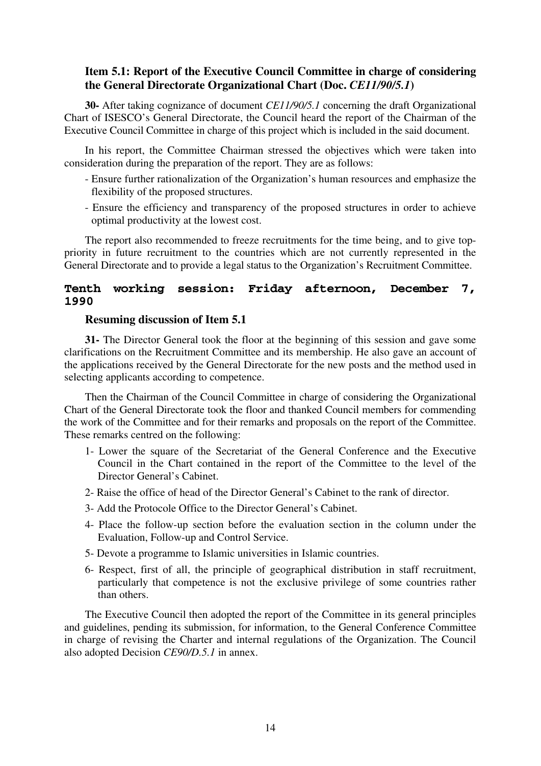### Item 5.1: Report of the Executive Council Committee in charge of considering the General Directorate Organizational Chart (Doc. *CE11/90/5.1*)

**30-** After taking cognizance of document *CE11/90/5.1* concerning the draft Organizational Chart of ISESCO's General Directorate, the Council heard the report of the Chairman of the Executive Council Committee in charge of this project which is included in the said document.

In his report, the Committee Chairman stressed the objectives which were taken into consideration during the preparation of the report. They are as follows:

- Ensure further rationalization of the Organization's human resources and emphasize the flexibility of the proposed structures.
- Ensure the efficiency and transparency of the proposed structures in order to achieve optimal productivity at the lowest cost.

The report also recommended to freeze recruitments for the time being, and to give top-priority in future recruitment to the countries which are not currently represented in the General Directorate and to provide a legal status to the Organization's Recruitment Committee.

## Tenth working session: Friday afternoon, December 7, 1990

### Resuming discussion of Item 5.1

**31-** The Director General took the floor at the beginning of this session and gave some clarifications on the Recruitment Committee and its membership. He also gave an account of the applications received by the General Directorate for the new posts and the method used in selecting applicants according to competence.

Then the Chairman of the Council Committee in charge of considering the Organizational Chart of the General Directorate took the floor and thanked Council members for commending the work of the Committee and for their remarks and proposals on the report of the Committee. These remarks centred on the following:

1- Lower the square of the Secretariat of the General Conference and the Executive Council in the Chart contained in the report of the Committee to the level of the Director General's Cabinet.

2- Raise the office of head of the Director General's Cabinet to the rank of director.

3- Add the Protocole Office to the Director General's Cabinet.

4- Place the follow-up section before the evaluation section in the column under the Evaluation, Follow-up and Control Service.

5- Devote a programme to Islamic universities in Islamic countries.

6- Respect, first of all, the principle of geographical distribution in staff recruitment, particularly that competence is not the exclusive privilege of some countries rather than others.

The Executive Council then adopted the report of the Committee in its general principles and guidelines, pending its submission, for information, to the General Conference Committee in charge of revising the Charter and internal regulations of the Organization. The Council also adopted Decision *CE90/D.5.1* in annex.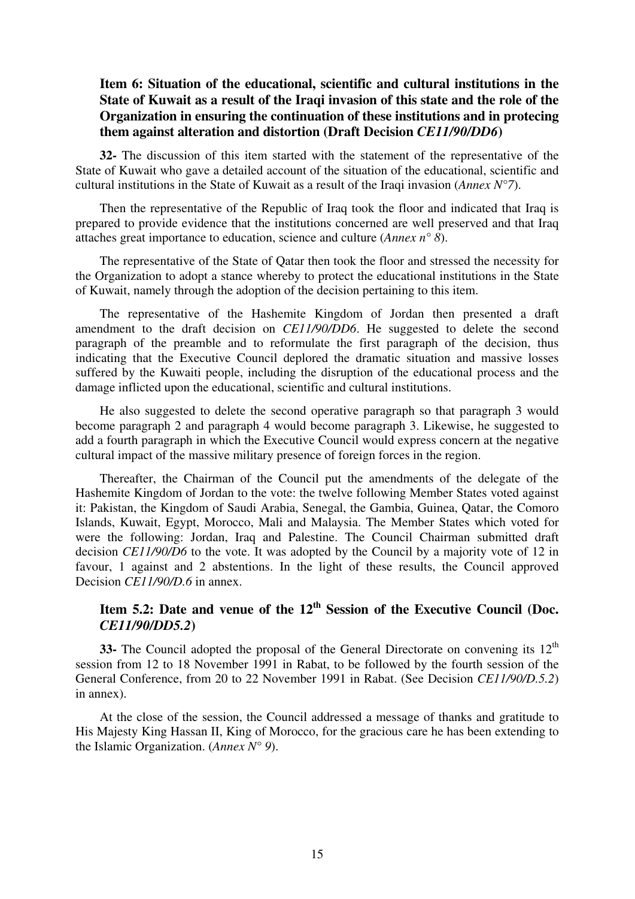### Item 6: Situation of the educational, scientific and cultural institutions in the State of Kuwait as a result of the Iraqi invasion of this state and the role of the Organization in ensuring the continuation of these institutions and in protecing them against alteration and distortion (Draft Decision *CE11/90/DD6*)

**32-** The discussion of this item started with the statement of the representative of the State of Kuwait who gave a detailed account of the situation of the educational, scientific and cultural institutions in the State of Kuwait as a result of the Iraqi invasion (*Annex N°7*).

Then the representative of the Republic of Iraq took the floor and indicated that Iraq is prepared to provide evidence that the institutions concerned are well preserved and that Iraq attaches great importance to education, science and culture (*Annex n° 8*).

The representative of the State of Qatar then took the floor and stressed the necessity for the Organization to adopt a stance whereby to protect the educational institutions in the State of Kuwait, namely through the adoption of the decision pertaining to this item.

The representative of the Hashemite Kingdom of Jordan then presented a draft amendment to the draft decision on *CE11/90/DD6*. He suggested to delete the second paragraph of the preamble and to reformulate the first paragraph of the decision, thus indicating that the Executive Council deplored the dramatic situation and massive losses suffered by the Kuwaiti people, including the disruption of the educational process and the damage inflicted upon the educational, scientific and cultural institutions.

He also suggested to delete the second operative paragraph so that paragraph 3 would become paragraph 2 and paragraph 4 would become paragraph 3. Likewise, he suggested to add a fourth paragraph in which the Executive Council would express concern at the negative cultural impact of the massive military presence of foreign forces in the region.

Thereafter, the Chairman of the Council put the amendments of the delegate of the Hashemite Kingdom of Jordan to the vote: the twelve following Member States voted against it: Pakistan, the Kingdom of Saudi Arabia, Senegal, the Gambia, Guinea, Qatar, the Comoro Islands, Kuwait, Egypt, Morocco, Mali and Malaysia. The Member States which voted for were the following: Jordan, Iraq and Palestine. The Council Chairman submitted draft decision *CE11/90/D6* to the vote. It was adopted by the Council by a majority vote of 12 in favour, 1 against and 2 abstentions. In the light of these results, the Council approved Decision *CE11/90/D.6* in annex.

### Item 5.2: Date and venue of the 12th Session of the Executive Council (Doc. *CE11/90/DD5.2*)

**33-** The Council adopted the proposal of the General Directorate on convening its 12th session from 12 to 18 November 1991 in Rabat, to be followed by the fourth session of the General Conference, from 20 to 22 November 1991 in Rabat. (See Decision *CE11/90/D.5.2*) in annex).

At the close of the session, the Council addressed a message of thanks and gratitude to His Majesty King Hassan II, King of Morocco, for the gracious care he has been extending to the Islamic Organization. (*Annex N° 9*).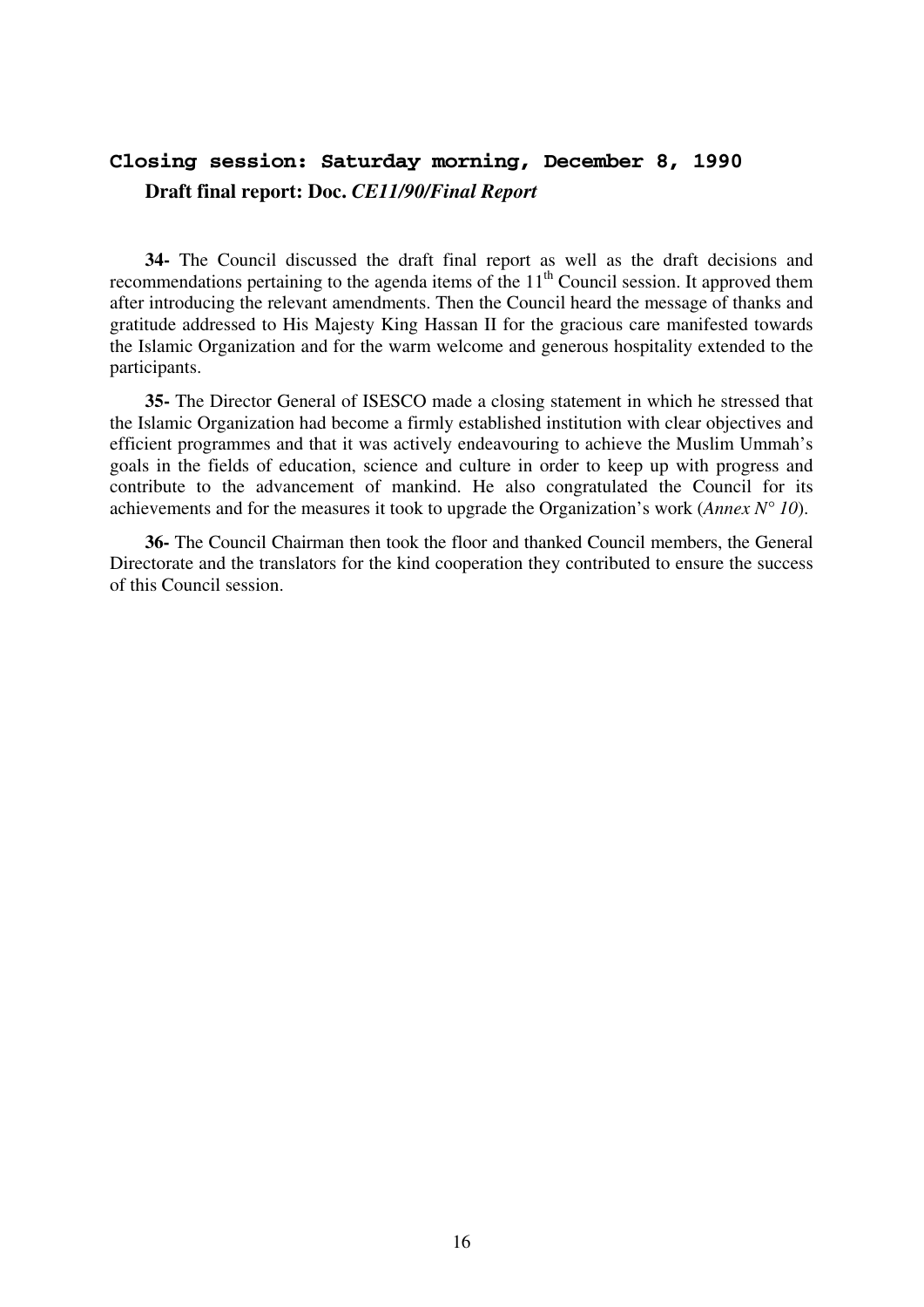## Closing session: Saturday morning, December 8, 1990

### Draft final report: Doc. *CE11/90/Final Report*

**34-** The Council discussed the draft final report as well as the draft decisions and recommendations pertaining to the agenda items of the 11th Council session. It approved them after introducing the relevant amendments. Then the Council heard the message of thanks and gratitude addressed to His Majesty King Hassan II for the gracious care manifested towards the Islamic Organization and for the warm welcome and generous hospitality extended to the participants.

**35-** The Director General of ISESCO made a closing statement in which he stressed that the Islamic Organization had become a firmly established institution with clear objectives and efficient programmes and that it was actively endeavouring to achieve the Muslim Ummah's goals in the fields of education, science and culture in order to keep up with progress and contribute to the advancement of mankind. He also congratulated the Council for its achievements and for the measures it took to upgrade the Organization's work (*Annex N° 10*).

**36-** The Council Chairman then took the floor and thanked Council members, the General Directorate and the translators for the kind cooperation they contributed to ensure the success of this Council session.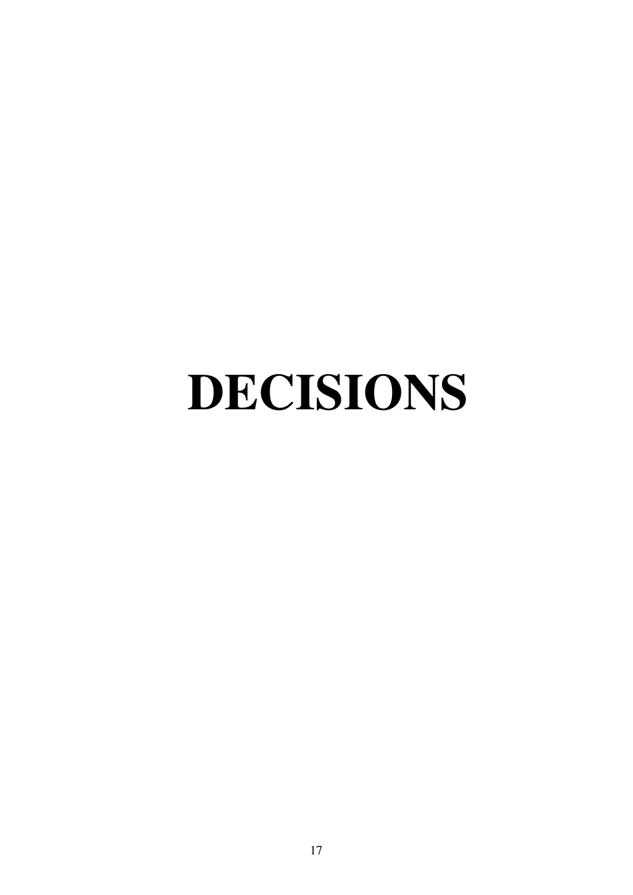# DECISIONS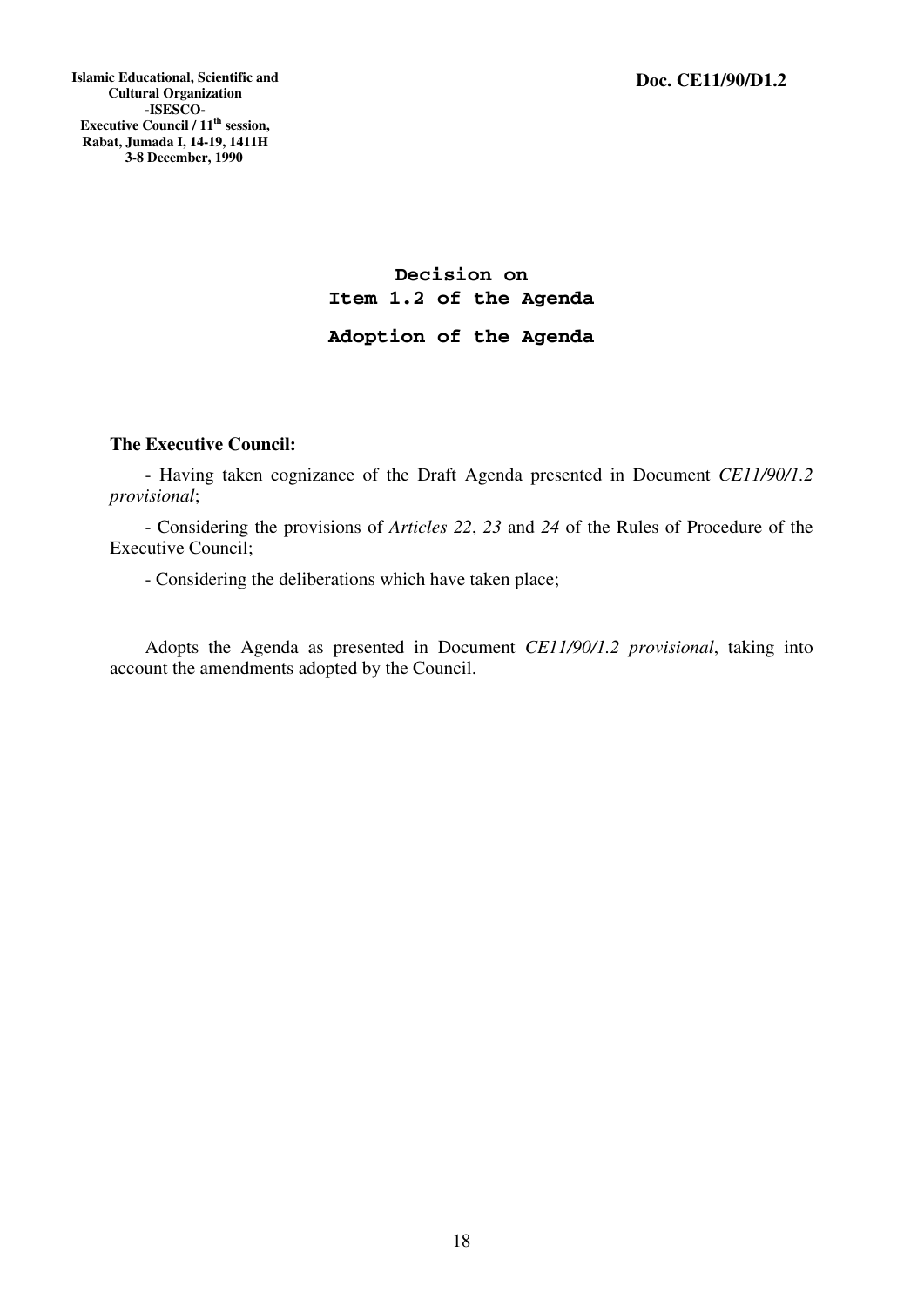**Islamic Educational, Scientific and Cultural Organization**
**-ISESCO-**
**Executive Council / 11th session,**
**Rabat, Jumada I, 14-19, 1411H**
**3-8 December, 1990**

**Doc. CE11/90/D1.2**

## Decision on Item 1.2 of the Agenda

## Adoption of the Agenda

**The Executive Council:**

- Having taken cognizance of the Draft Agenda presented in Document *CE11/90/1.2 provisional*;

- Considering the provisions of *Articles 22*, *23* and *24* of the Rules of Procedure of the Executive Council;

- Considering the deliberations which have taken place;

Adopts the Agenda as presented in Document *CE11/90/1.2 provisional*, taking into account the amendments adopted by the Council.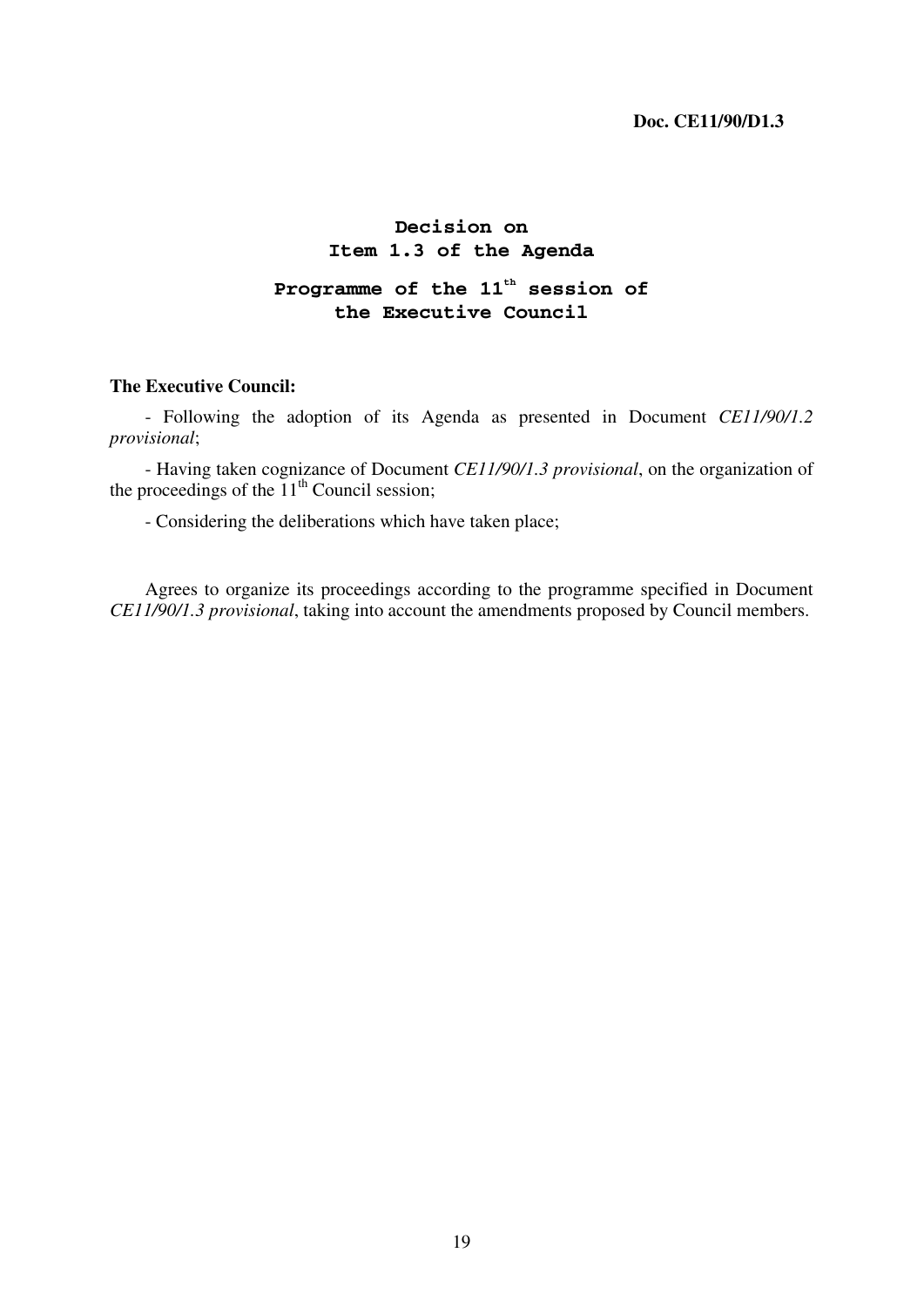**Doc. CE11/90/D1.3**

# Decision on Item 1.3 of the Agenda

## Programme of the 11th session of the Executive Council

**The Executive Council:**

- Following the adoption of its Agenda as presented in Document *CE11/90/1.2 provisional*;

- Having taken cognizance of Document *CE11/90/1.3 provisional*, on the organization of the proceedings of the 11th Council session;

- Considering the deliberations which have taken place;

Agrees to organize its proceedings according to the programme specified in Document *CE11/90/1.3 provisional*, taking into account the amendments proposed by Council members.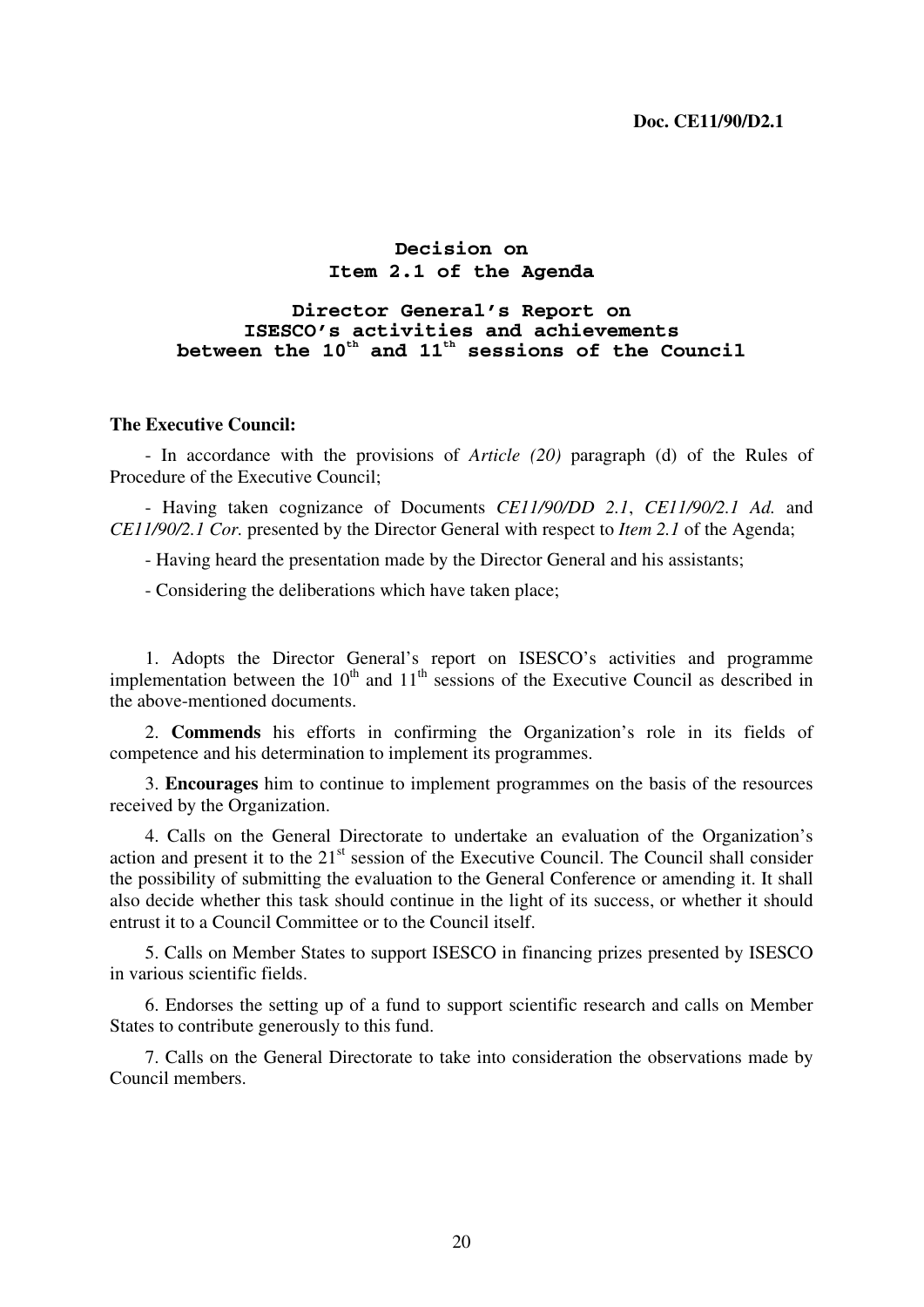**Doc. CE11/90/D2.1**

## Decision on Item 2.1 of the Agenda

## Director General's Report on ISESCO's activities and achievements between the 10th and 11th sessions of the Council

**The Executive Council:**

- In accordance with the provisions of *Article (20)* paragraph (d) of the Rules of Procedure of the Executive Council;

- Having taken cognizance of Documents *CE11/90/DD 2.1*, *CE11/90/2.1 Ad.* and *CE11/90/2.1 Cor.* presented by the Director General with respect to *Item 2.1* of the Agenda;

- Having heard the presentation made by the Director General and his assistants;

- Considering the deliberations which have taken place;

1. Adopts the Director General's report on ISESCO's activities and programme implementation between the 10th and 11th sessions of the Executive Council as described in the above-mentioned documents.

2. **Commends** his efforts in confirming the Organization's role in its fields of competence and his determination to implement its programmes.

3. **Encourages** him to continue to implement programmes on the basis of the resources received by the Organization.

4. Calls on the General Directorate to undertake an evaluation of the Organization's action and present it to the 21st session of the Executive Council. The Council shall consider the possibility of submitting the evaluation to the General Conference or amending it. It shall also decide whether this task should continue in the light of its success, or whether it should entrust it to a Council Committee or to the Council itself.

5. Calls on Member States to support ISESCO in financing prizes presented by ISESCO in various scientific fields.

6. Endorses the setting up of a fund to support scientific research and calls on Member States to contribute generously to this fund.

7. Calls on the General Directorate to take into consideration the observations made by Council members.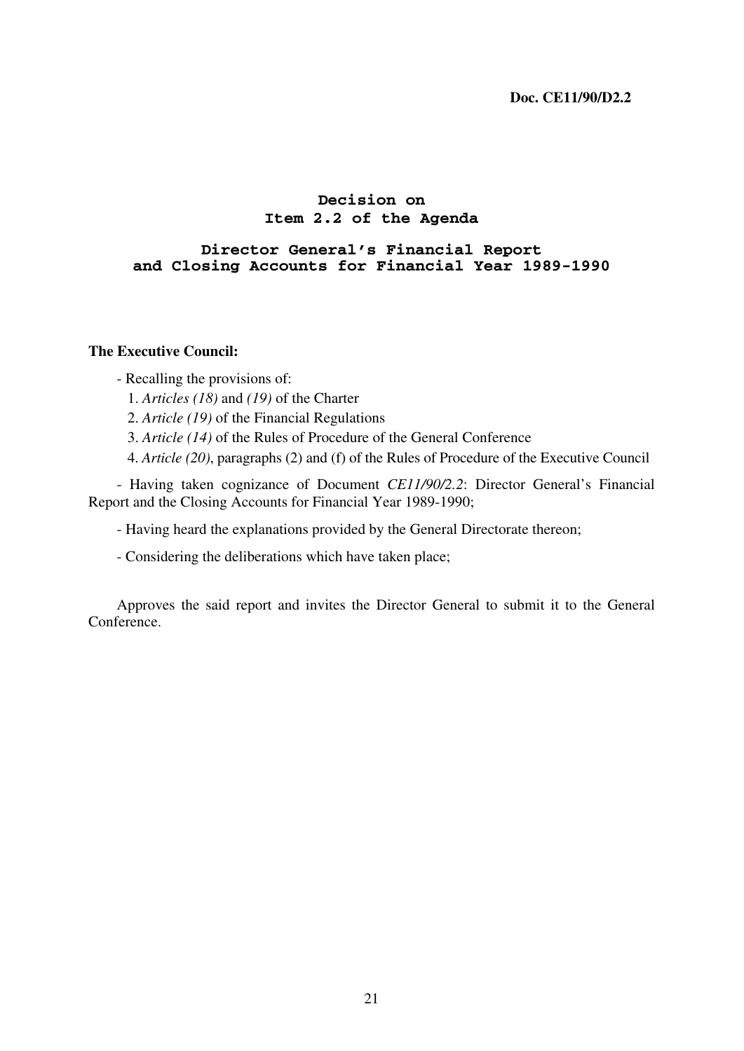**Doc. CE11/90/D2.2**

## Decision on Item 2.2 of the Agenda

## Director General's Financial Report and Closing Accounts for Financial Year 1989-1990

**The Executive Council:**

- Recalling the provisions of:
  1. *Articles (18)* and *(19)* of the Charter
  2. *Article (19)* of the Financial Regulations
  3. *Article (14)* of the Rules of Procedure of the General Conference
  4. *Article (20)*, paragraphs (2) and (f) of the Rules of Procedure of the Executive Council

- Having taken cognizance of Document *CE11/90/2.2*: Director General's Financial Report and the Closing Accounts for Financial Year 1989-1990;

- Having heard the explanations provided by the General Directorate thereon;

- Considering the deliberations which have taken place;

Approves the said report and invites the Director General to submit it to the General Conference.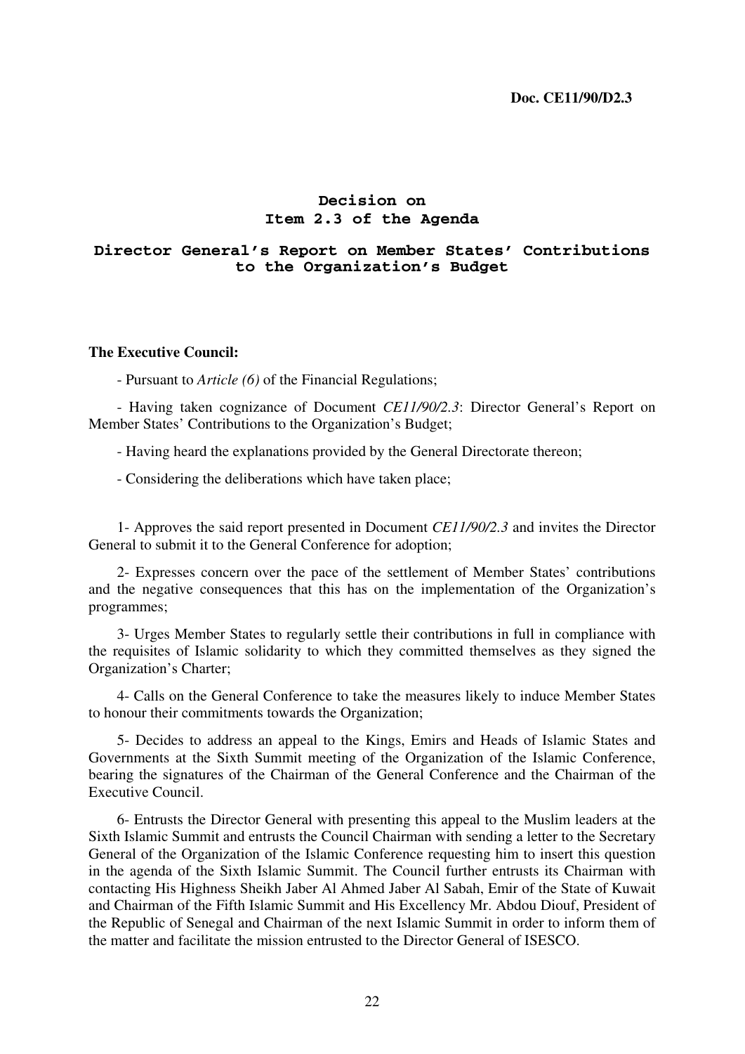**Doc. CE11/90/D2.3**

# Decision on Item 2.3 of the Agenda

## Director General's Report on Member States' Contributions to the Organization's Budget

**The Executive Council:**

- Pursuant to *Article (6)* of the Financial Regulations;

- Having taken cognizance of Document *CE11/90/2.3*: Director General's Report on Member States' Contributions to the Organization's Budget;

- Having heard the explanations provided by the General Directorate thereon;

- Considering the deliberations which have taken place;

1- Approves the said report presented in Document *CE11/90/2.3* and invites the Director General to submit it to the General Conference for adoption;

2- Expresses concern over the pace of the settlement of Member States' contributions and the negative consequences that this has on the implementation of the Organization's programmes;

3- Urges Member States to regularly settle their contributions in full in compliance with the requisites of Islamic solidarity to which they committed themselves as they signed the Organization's Charter;

4- Calls on the General Conference to take the measures likely to induce Member States to honour their commitments towards the Organization;

5- Decides to address an appeal to the Kings, Emirs and Heads of Islamic States and Governments at the Sixth Summit meeting of the Organization of the Islamic Conference, bearing the signatures of the Chairman of the General Conference and the Chairman of the Executive Council.

6- Entrusts the Director General with presenting this appeal to the Muslim leaders at the Sixth Islamic Summit and entrusts the Council Chairman with sending a letter to the Secretary General of the Organization of the Islamic Conference requesting him to insert this question in the agenda of the Sixth Islamic Summit. The Council further entrusts its Chairman with contacting His Highness Sheikh Jaber Al Ahmed Jaber Al Sabah, Emir of the State of Kuwait and Chairman of the Fifth Islamic Summit and His Excellency Mr. Abdou Diouf, President of the Republic of Senegal and Chairman of the next Islamic Summit in order to inform them of the matter and facilitate the mission entrusted to the Director General of ISESCO.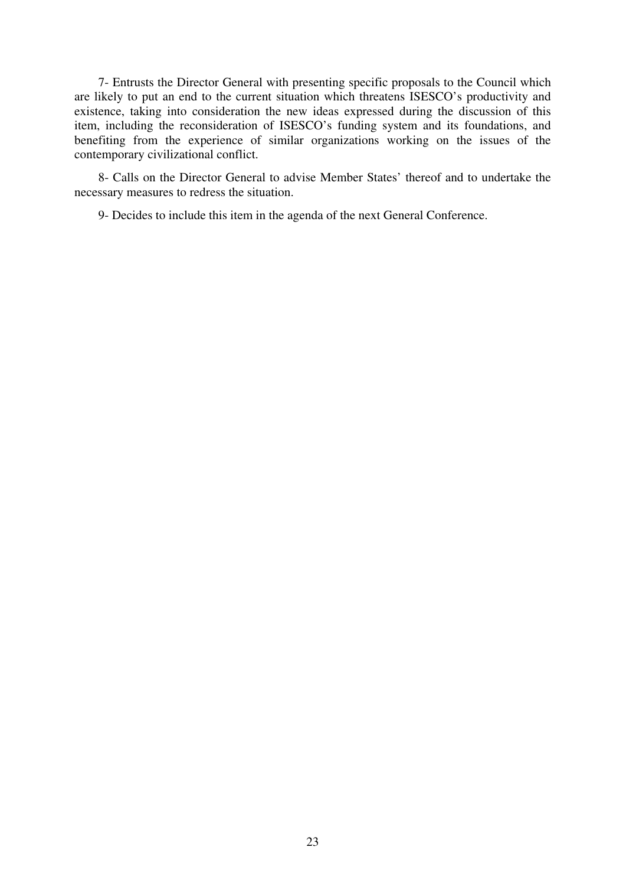7- Entrusts the Director General with presenting specific proposals to the Council which are likely to put an end to the current situation which threatens ISESCO's productivity and existence, taking into consideration the new ideas expressed during the discussion of this item, including the reconsideration of ISESCO's funding system and its foundations, and benefiting from the experience of similar organizations working on the issues of the contemporary civilizational conflict.

8- Calls on the Director General to advise Member States' thereof and to undertake the necessary measures to redress the situation.

9- Decides to include this item in the agenda of the next General Conference.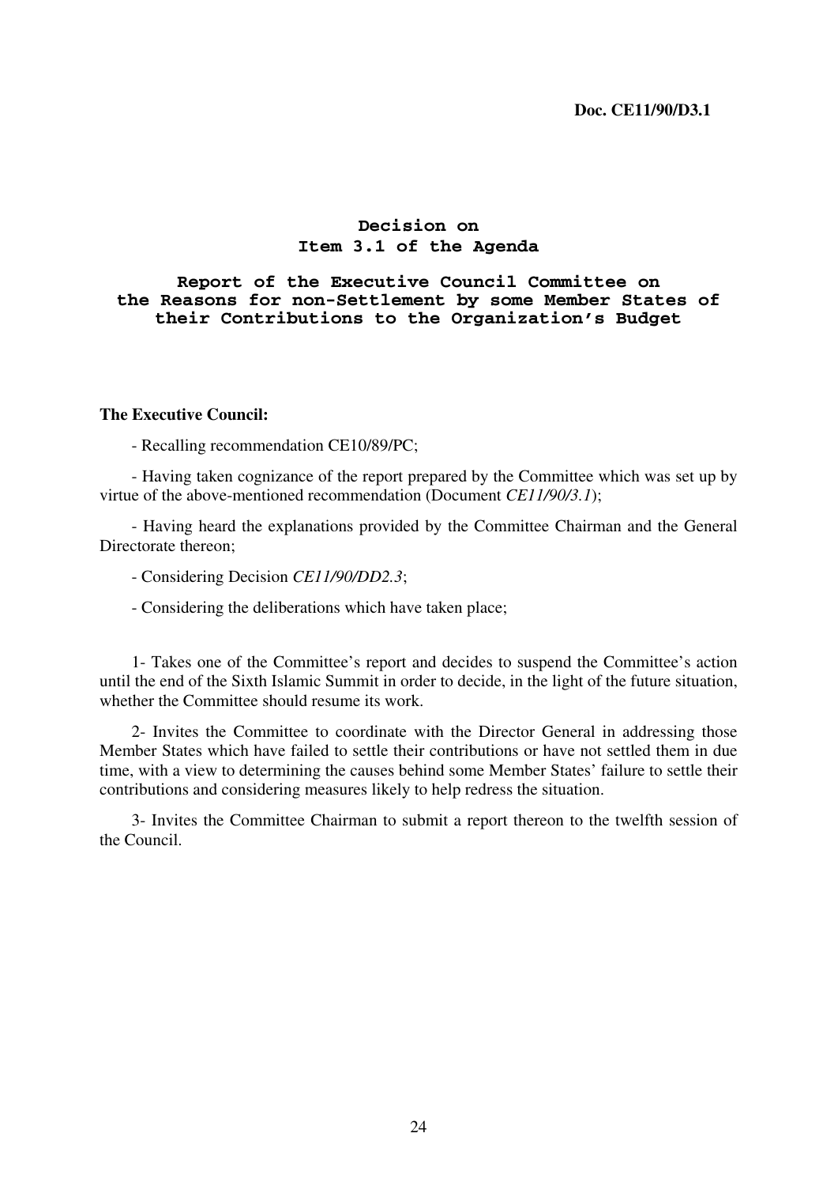**Doc. CE11/90/D3.1**

## Decision on Item 3.1 of the Agenda

## Report of the Executive Council Committee on the Reasons for non-Settlement by some Member States of their Contributions to the Organization's Budget

**The Executive Council:**

- Recalling recommendation CE10/89/PC;

- Having taken cognizance of the report prepared by the Committee which was set up by virtue of the above-mentioned recommendation (Document *CE11/90/3.1*);

- Having heard the explanations provided by the Committee Chairman and the General Directorate thereon;

- Considering Decision *CE11/90/DD2.3*;

- Considering the deliberations which have taken place;

1- Takes one of the Committee's report and decides to suspend the Committee's action until the end of the Sixth Islamic Summit in order to decide, in the light of the future situation, whether the Committee should resume its work.

2- Invites the Committee to coordinate with the Director General in addressing those Member States which have failed to settle their contributions or have not settled them in due time, with a view to determining the causes behind some Member States' failure to settle their contributions and considering measures likely to help redress the situation.

3- Invites the Committee Chairman to submit a report thereon to the twelfth session of the Council.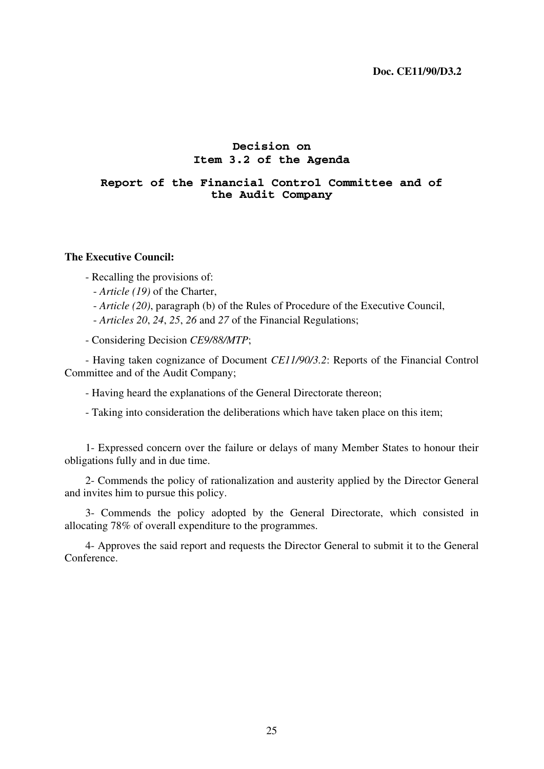**Doc. CE11/90/D3.2**

# Decision on
# Item 3.2 of the Agenda

## Report of the Financial Control Committee and of the Audit Company

**The Executive Council:**

- Recalling the provisions of:
  - *Article (19)* of the Charter,
  - *Article (20)*, paragraph (b) of the Rules of Procedure of the Executive Council,
  - *Articles 20*, *24*, *25*, *26* and *27* of the Financial Regulations;
- Considering Decision *CE9/88/MTP*;
- Having taken cognizance of Document *CE11/90/3.2*: Reports of the Financial Control Committee and of the Audit Company;
- Having heard the explanations of the General Directorate thereon;
- Taking into consideration the deliberations which have taken place on this item;

1- Expressed concern over the failure or delays of many Member States to honour their obligations fully and in due time.

2- Commends the policy of rationalization and austerity applied by the Director General and invites him to pursue this policy.

3- Commends the policy adopted by the General Directorate, which consisted in allocating 78% of overall expenditure to the programmes.

4- Approves the said report and requests the Director General to submit it to the General Conference.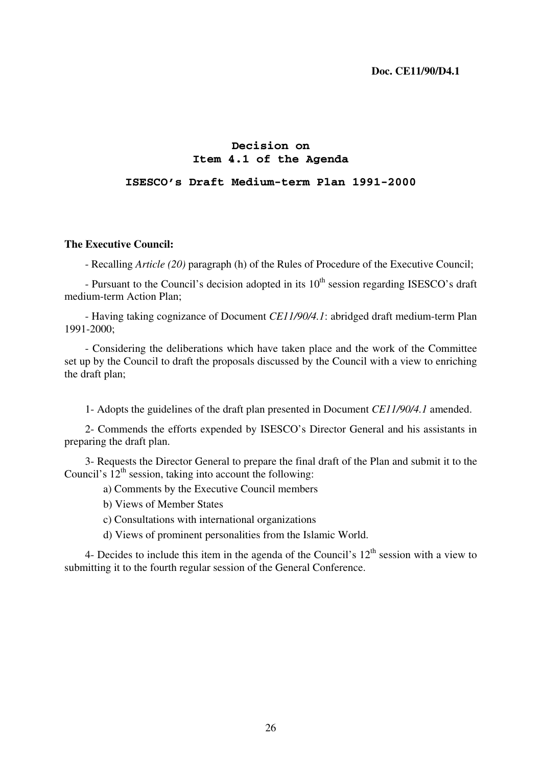**Doc. CE11/90/D4.1**

# Decision on Item 4.1 of the Agenda

## ISESCO's Draft Medium-term Plan 1991-2000

**The Executive Council:**

- Recalling *Article (20)* paragraph (h) of the Rules of Procedure of the Executive Council;

- Pursuant to the Council's decision adopted in its 10th session regarding ISESCO's draft medium-term Action Plan;

- Having taking cognizance of Document *CE11/90/4.1*: abridged draft medium-term Plan 1991-2000;

- Considering the deliberations which have taken place and the work of the Committee set up by the Council to draft the proposals discussed by the Council with a view to enriching the draft plan;

1- Adopts the guidelines of the draft plan presented in Document *CE11/90/4.1* amended.

2- Commends the efforts expended by ISESCO's Director General and his assistants in preparing the draft plan.

3- Requests the Director General to prepare the final draft of the Plan and submit it to the Council's 12th session, taking into account the following:

a) Comments by the Executive Council members

b) Views of Member States

c) Consultations with international organizations

d) Views of prominent personalities from the Islamic World.

4- Decides to include this item in the agenda of the Council's 12th session with a view to submitting it to the fourth regular session of the General Conference.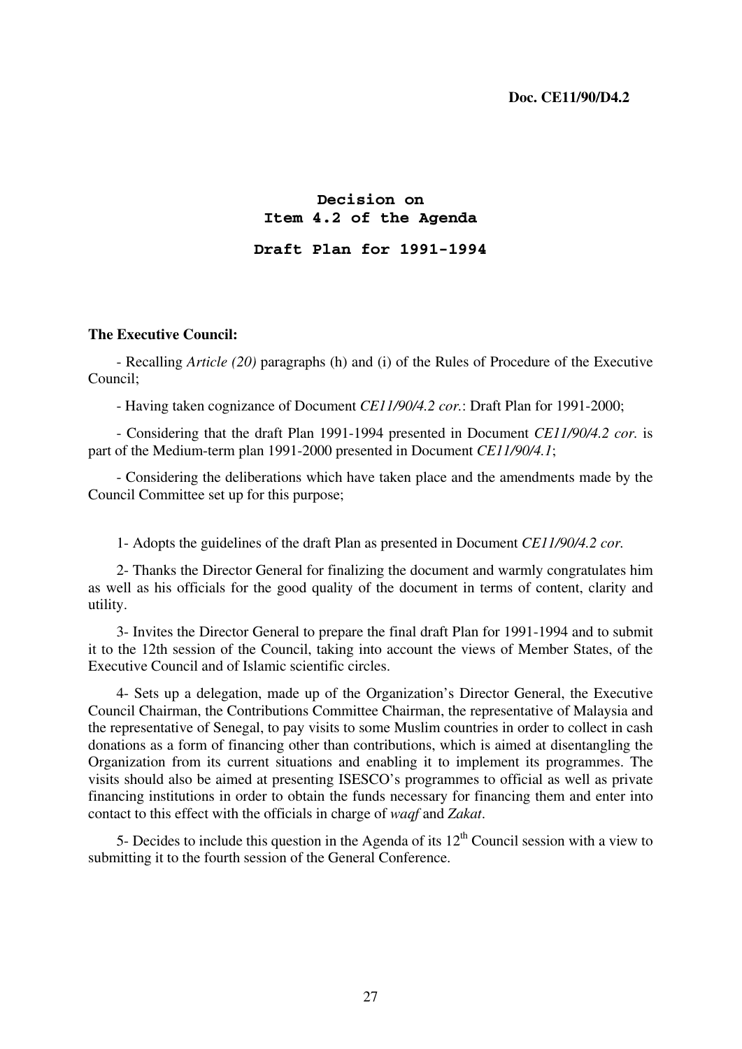**Doc. CE11/90/D4.2**

# Decision on Item 4.2 of the Agenda

## Draft Plan for 1991-1994

**The Executive Council:**

- Recalling *Article (20)* paragraphs (h) and (i) of the Rules of Procedure of the Executive Council;

- Having taken cognizance of Document *CE11/90/4.2 cor.*: Draft Plan for 1991-2000;

- Considering that the draft Plan 1991-1994 presented in Document *CE11/90/4.2 cor.* is part of the Medium-term plan 1991-2000 presented in Document *CE11/90/4.1*;

- Considering the deliberations which have taken place and the amendments made by the Council Committee set up for this purpose;

1- Adopts the guidelines of the draft Plan as presented in Document *CE11/90/4.2 cor.*

2- Thanks the Director General for finalizing the document and warmly congratulates him as well as his officials for the good quality of the document in terms of content, clarity and utility.

3- Invites the Director General to prepare the final draft Plan for 1991-1994 and to submit it to the 12th session of the Council, taking into account the views of Member States, of the Executive Council and of Islamic scientific circles.

4- Sets up a delegation, made up of the Organization's Director General, the Executive Council Chairman, the Contributions Committee Chairman, the representative of Malaysia and the representative of Senegal, to pay visits to some Muslim countries in order to collect in cash donations as a form of financing other than contributions, which is aimed at disentangling the Organization from its current situations and enabling it to implement its programmes. The visits should also be aimed at presenting ISESCO's programmes to official as well as private financing institutions in order to obtain the funds necessary for financing them and enter into contact to this effect with the officials in charge of *waqf* and *Zakat*.

5- Decides to include this question in the Agenda of its 12th Council session with a view to submitting it to the fourth session of the General Conference.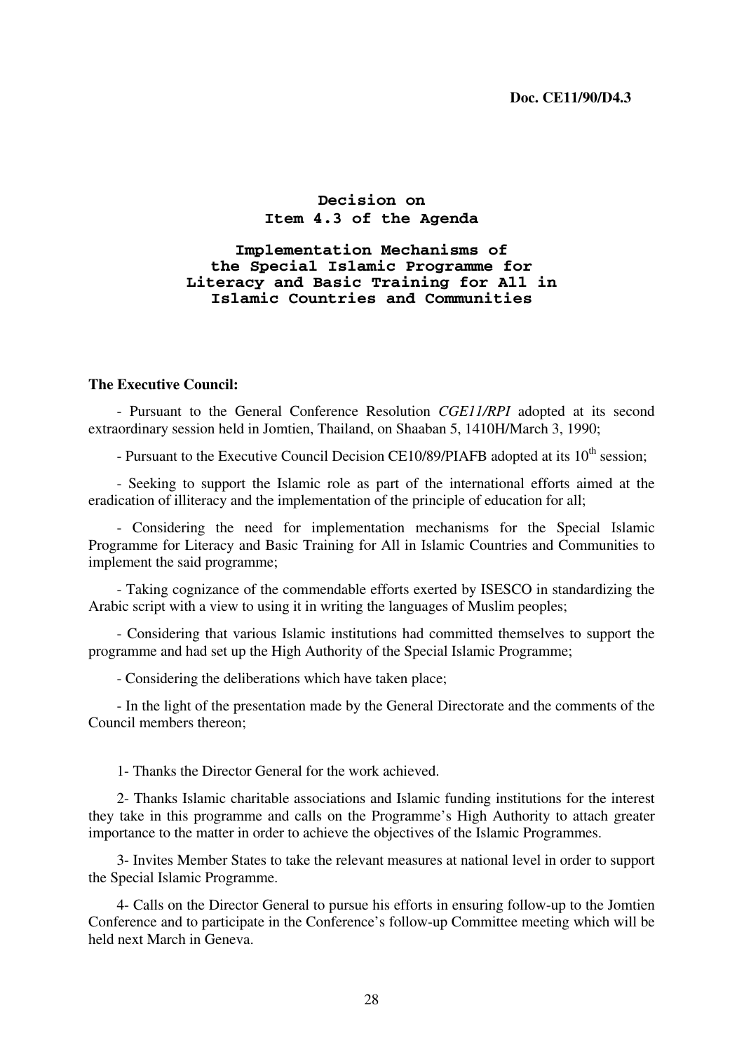**Doc. CE11/90/D4.3**

## Decision on Item 4.3 of the Agenda

## Implementation Mechanisms of the Special Islamic Programme for Literacy and Basic Training for All in Islamic Countries and Communities

**The Executive Council:**

- Pursuant to the General Conference Resolution *CGE11/RPI* adopted at its second extraordinary session held in Jomtien, Thailand, on Shaaban 5, 1410H/March 3, 1990;

- Pursuant to the Executive Council Decision CE10/89/PIAFB adopted at its 10th session;

- Seeking to support the Islamic role as part of the international efforts aimed at the eradication of illiteracy and the implementation of the principle of education for all;

- Considering the need for implementation mechanisms for the Special Islamic Programme for Literacy and Basic Training for All in Islamic Countries and Communities to implement the said programme;

- Taking cognizance of the commendable efforts exerted by ISESCO in standardizing the Arabic script with a view to using it in writing the languages of Muslim peoples;

- Considering that various Islamic institutions had committed themselves to support the programme and had set up the High Authority of the Special Islamic Programme;

- Considering the deliberations which have taken place;

- In the light of the presentation made by the General Directorate and the comments of the Council members thereon;

1- Thanks the Director General for the work achieved.

2- Thanks Islamic charitable associations and Islamic funding institutions for the interest they take in this programme and calls on the Programme's High Authority to attach greater importance to the matter in order to achieve the objectives of the Islamic Programmes.

3- Invites Member States to take the relevant measures at national level in order to support the Special Islamic Programme.

4- Calls on the Director General to pursue his efforts in ensuring follow-up to the Jomtien Conference and to participate in the Conference's follow-up Committee meeting which will be held next March in Geneva.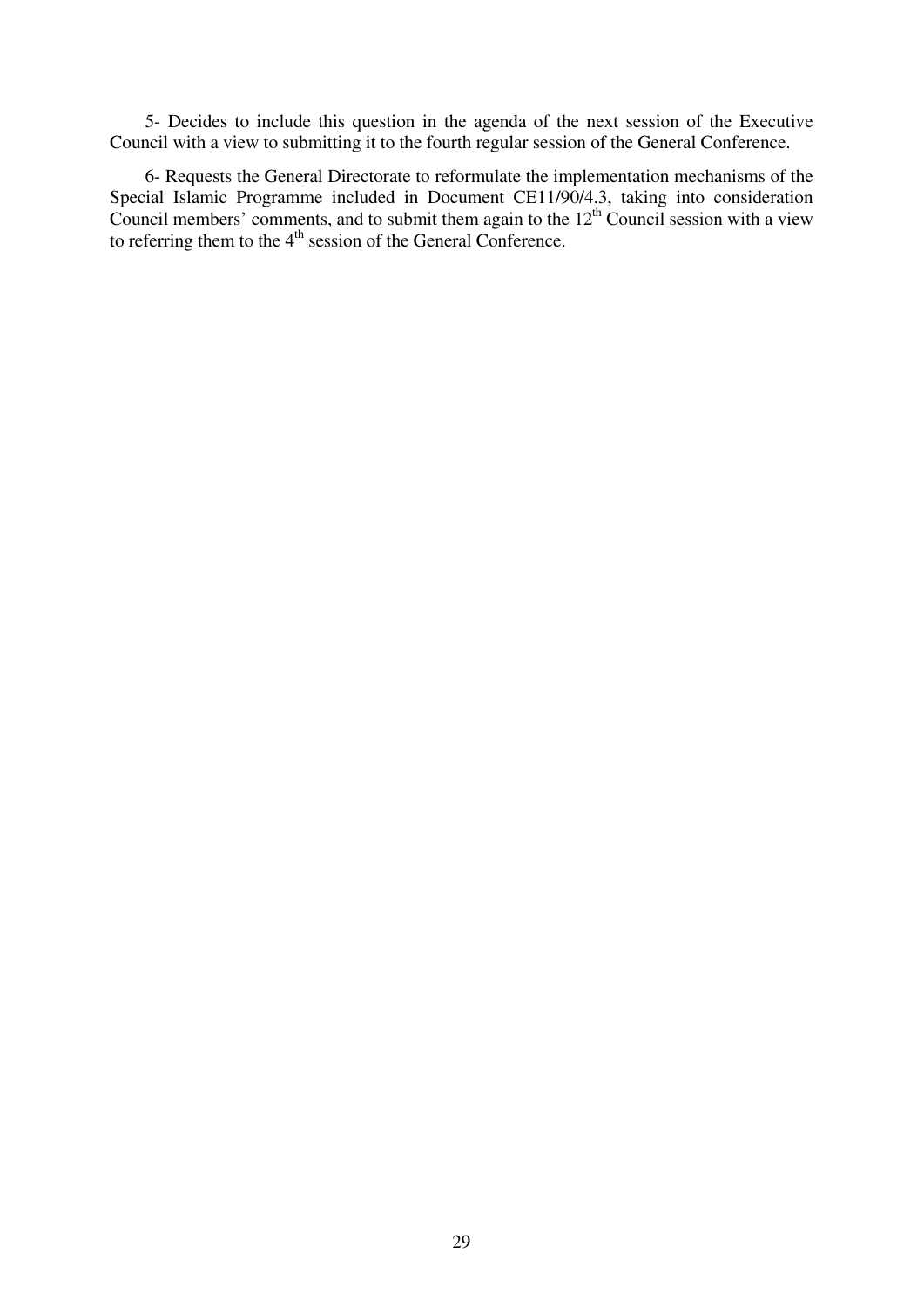5- Decides to include this question in the agenda of the next session of the Executive Council with a view to submitting it to the fourth regular session of the General Conference.

6- Requests the General Directorate to reformulate the implementation mechanisms of the Special Islamic Programme included in Document CE11/90/4.3, taking into consideration Council members' comments, and to submit them again to the 12th Council session with a view to referring them to the 4th session of the General Conference.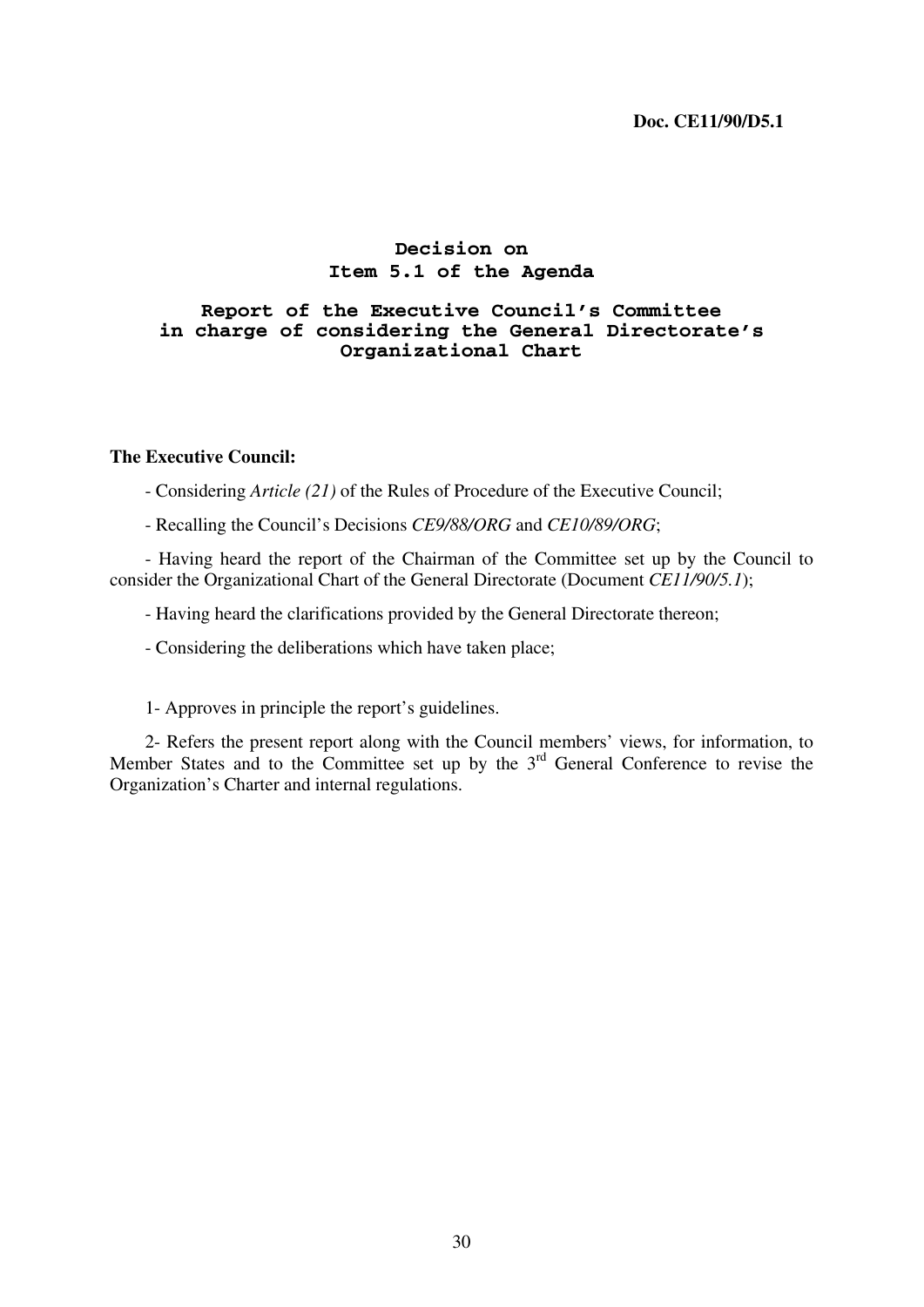**Doc. CE11/90/D5.1**

# Decision on Item 5.1 of the Agenda

## Report of the Executive Council's Committee in charge of considering the General Directorate's Organizational Chart

**The Executive Council:**

- Considering *Article (21)* of the Rules of Procedure of the Executive Council;

- Recalling the Council's Decisions *CE9/88/ORG* and *CE10/89/ORG*;

- Having heard the report of the Chairman of the Committee set up by the Council to consider the Organizational Chart of the General Directorate (Document *CE11/90/5.1*);

- Having heard the clarifications provided by the General Directorate thereon;

- Considering the deliberations which have taken place;

1- Approves in principle the report's guidelines.

2- Refers the present report along with the Council members' views, for information, to Member States and to the Committee set up by the 3rd General Conference to revise the Organization's Charter and internal regulations.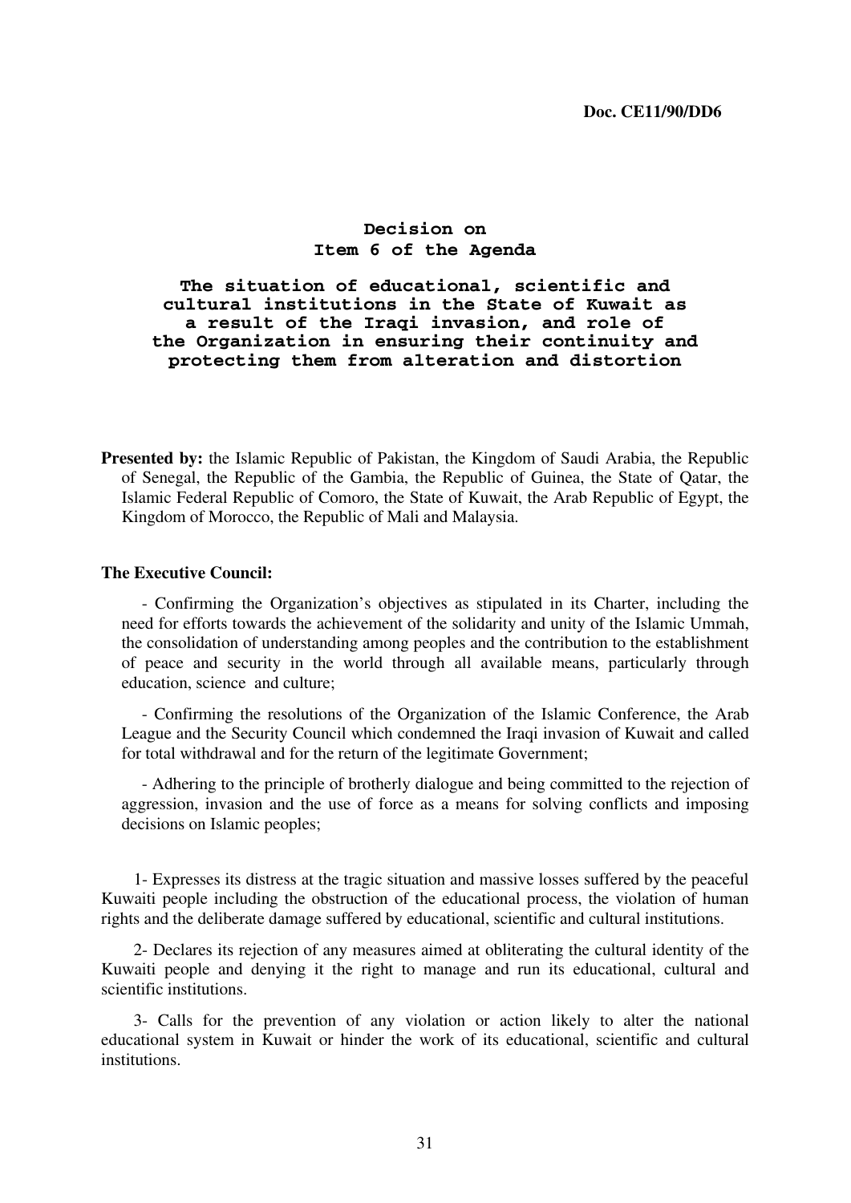**Doc. CE11/90/DD6**

## Decision on Item 6 of the Agenda

## The situation of educational, scientific and cultural institutions in the State of Kuwait as a result of the Iraqi invasion, and role of the Organization in ensuring their continuity and protecting them from alteration and distortion

**Presented by:** the Islamic Republic of Pakistan, the Kingdom of Saudi Arabia, the Republic of Senegal, the Republic of the Gambia, the Republic of Guinea, the State of Qatar, the Islamic Federal Republic of Comoro, the State of Kuwait, the Arab Republic of Egypt, the Kingdom of Morocco, the Republic of Mali and Malaysia.

**The Executive Council:**

- Confirming the Organization's objectives as stipulated in its Charter, including the need for efforts towards the achievement of the solidarity and unity of the Islamic Ummah, the consolidation of understanding among peoples and the contribution to the establishment of peace and security in the world through all available means, particularly through education, science and culture;

- Confirming the resolutions of the Organization of the Islamic Conference, the Arab League and the Security Council which condemned the Iraqi invasion of Kuwait and called for total withdrawal and for the return of the legitimate Government;

- Adhering to the principle of brotherly dialogue and being committed to the rejection of aggression, invasion and the use of force as a means for solving conflicts and imposing decisions on Islamic peoples;

1- Expresses its distress at the tragic situation and massive losses suffered by the peaceful Kuwaiti people including the obstruction of the educational process, the violation of human rights and the deliberate damage suffered by educational, scientific and cultural institutions.

2- Declares its rejection of any measures aimed at obliterating the cultural identity of the Kuwaiti people and denying it the right to manage and run its educational, cultural and scientific institutions.

3- Calls for the prevention of any violation or action likely to alter the national educational system in Kuwait or hinder the work of its educational, scientific and cultural institutions.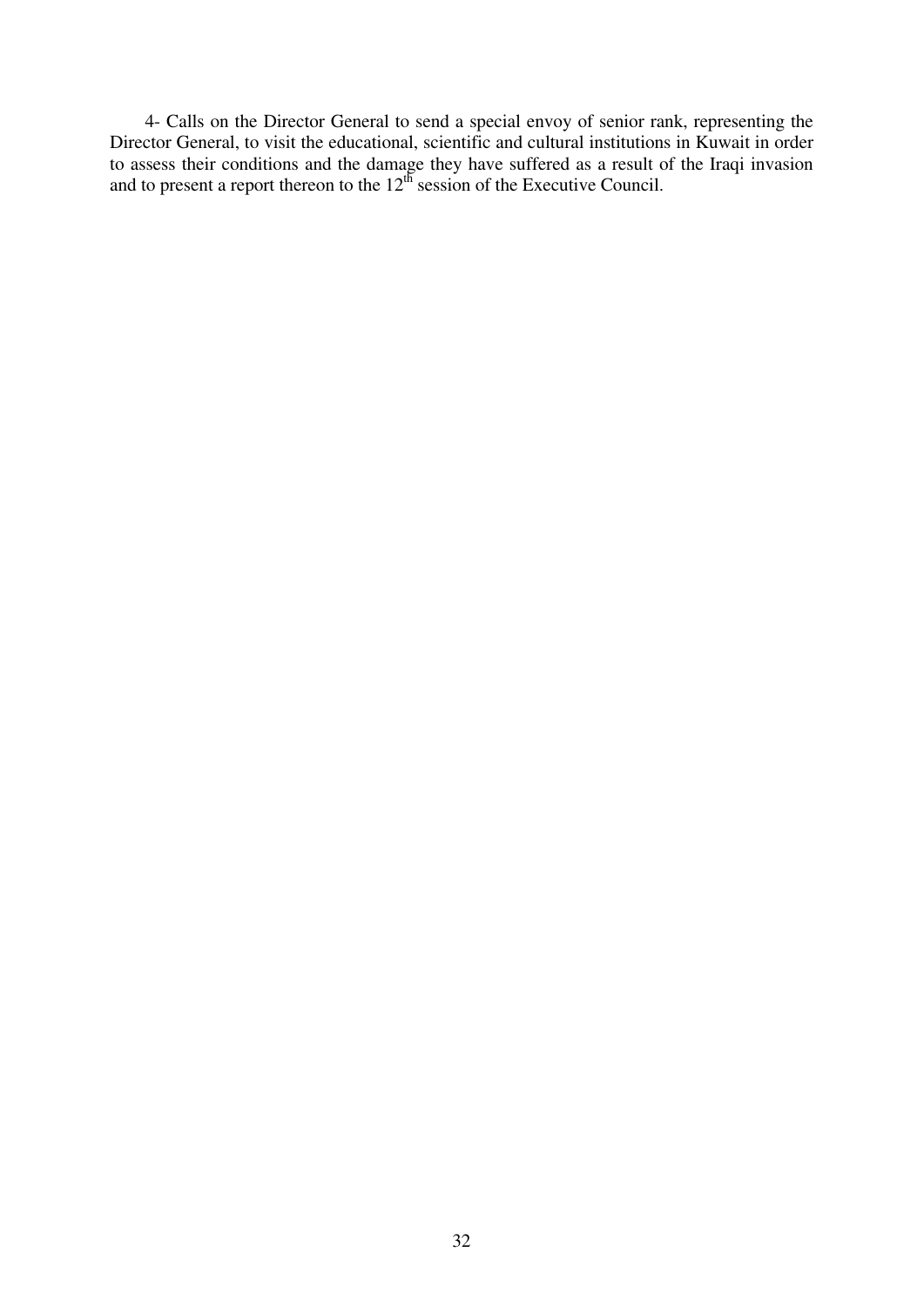4- Calls on the Director General to send a special envoy of senior rank, representing the Director General, to visit the educational, scientific and cultural institutions in Kuwait in order to assess their conditions and the damage they have suffered as a result of the Iraqi invasion and to present a report thereon to the 12th session of the Executive Council.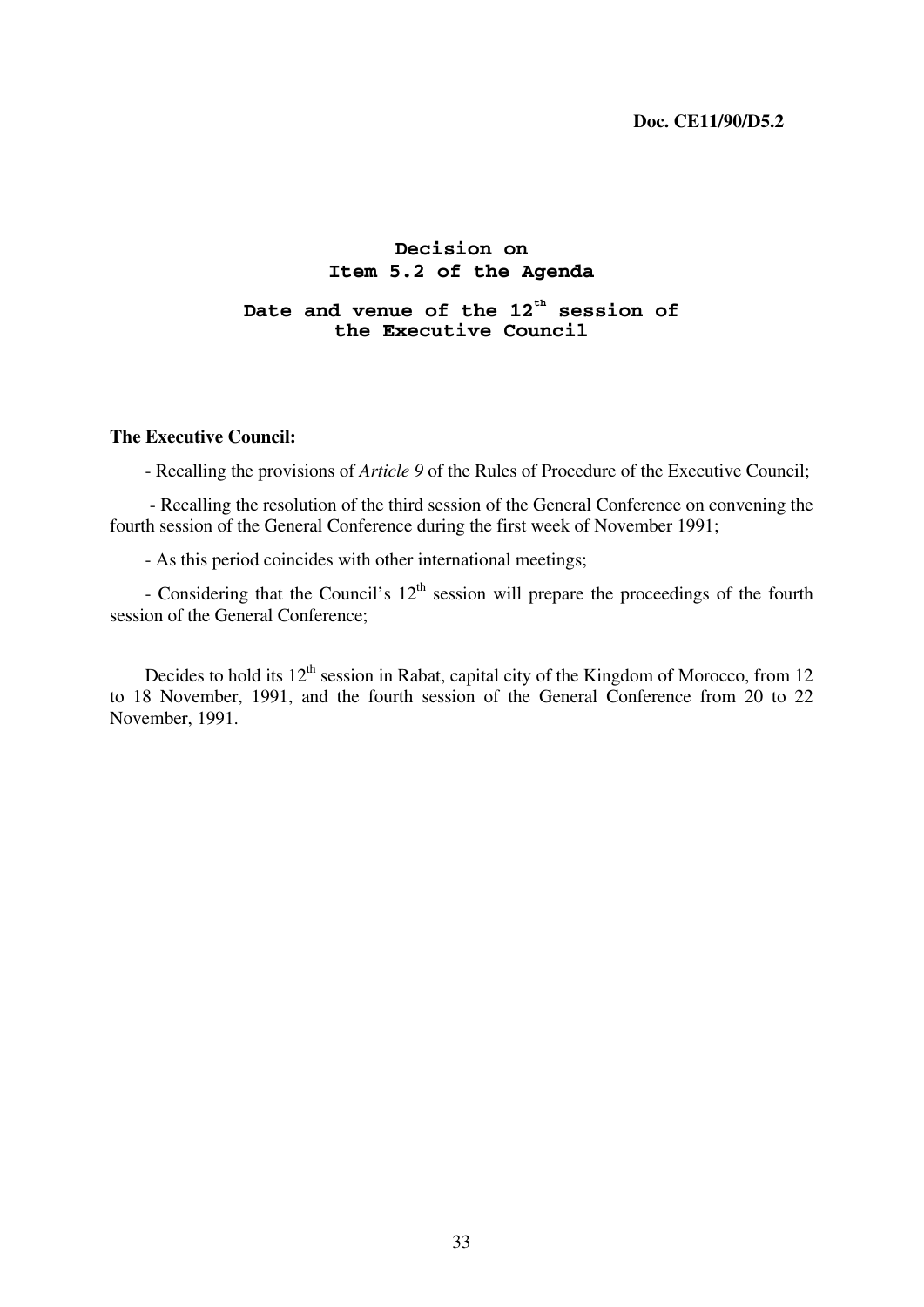**Doc. CE11/90/D5.2**

# Decision on Item 5.2 of the Agenda

## Date and venue of the 12th session of the Executive Council

**The Executive Council:**

- Recalling the provisions of *Article 9* of the Rules of Procedure of the Executive Council;

- Recalling the resolution of the third session of the General Conference on convening the fourth session of the General Conference during the first week of November 1991;

- As this period coincides with other international meetings;

- Considering that the Council's 12th session will prepare the proceedings of the fourth session of the General Conference;

Decides to hold its 12th session in Rabat, capital city of the Kingdom of Morocco, from 12 to 18 November, 1991, and the fourth session of the General Conference from 20 to 22 November, 1991.